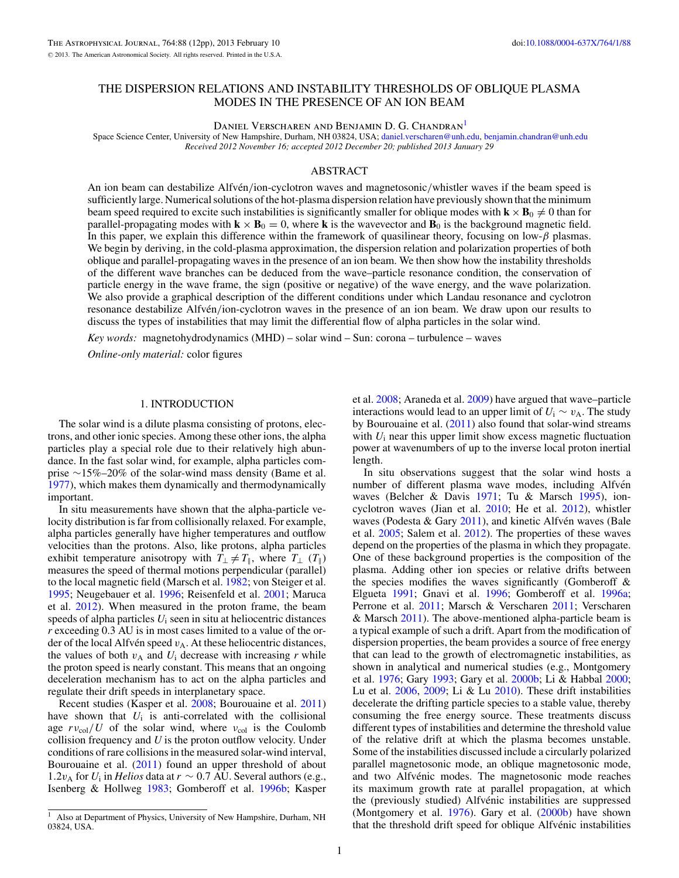# THE DISPERSION RELATIONS AND INSTABILITY THRESHOLDS OF OBLIQUE PLASMA MODES IN THE PRESENCE OF AN ION BEAM

Daniel Verscharen and Benjamin D. G. Chandran[1]

Space Science Center, University of New Hampshire, Durham, NH 03824, USA; daniel.verscharen@unh.edu, benjamin.chandran@unh.edu

*Received 2012 November 16; accepted 2012 December 20; published 2013 January 29*

## ABSTRACT

An ion beam can destabilize Alfvén/ion-cyclotron waves and magnetosonic/whistler waves if the beam speed is sufficiently large. Numerical solutions of the hot-plasma dispersion relation have previously shown that the minimum beam speed required to excite such instabilities is significantly smaller for oblique modes with $\mathbf{k} \times \mathbf{B}_0 \neq 0$ than for parallel-propagating modes with $\mathbf{k} \times \mathbf{B}_0 = 0$, where $\mathbf{k}$ is the wavevector and $\mathbf{B}_0$ is the background magnetic field. In this paper, we explain this difference within the framework of quasilinear theory, focusing on low-$\beta$ plasmas. We begin by deriving, in the cold-plasma approximation, the dispersion relation and polarization properties of both oblique and parallel-propagating waves in the presence of an ion beam. We then show how the instability thresholds of the different wave branches can be deduced from the wave–particle resonance condition, the conservation of particle energy in the wave frame, the sign (positive or negative) of the wave energy, and the wave polarization. We also provide a graphical description of the different conditions under which Landau resonance and cyclotron resonance destabilize Alfvén/ion-cyclotron waves in the presence of an ion beam. We draw upon our results to discuss the types of instabilities that may limit the differential flow of alpha particles in the solar wind.

*Key words:* magnetohydrodynamics (MHD) – solar wind – Sun: corona – turbulence – waves

*Online-only material:* color figures

## 1. INTRODUCTION

The solar wind is a dilute plasma consisting of protons, electrons, and other ionic species. Among these other ions, the alpha particles play a special role due to their relatively high abundance. In the fast solar wind, for example, alpha particles comprise ~15%–20% of the solar-wind mass density (Bame et al. 1977), which makes them dynamically and thermodynamically important.

In situ measurements have shown that the alpha-particle velocity distribution is far from collisionally relaxed. For example, alpha particles generally have higher temperatures and outflow velocities than the protons. Also, like protons, alpha particles exhibit temperature anisotropy with $T_\perp \neq T_\parallel$, where $T_\perp$ ($T_\parallel$) measures the speed of thermal motions perpendicular (parallel) to the local magnetic field (Marsch et al. 1982; von Steiger et al. 1995; Neugebauer et al. 1996; Reisenfeld et al. 2001; Maruca et al. 2012). When measured in the proton frame, the beam speeds of alpha particles $U_\mathrm{i}$ seen in situ at heliocentric distances $r$ exceeding 0.3 AU is in most cases limited to a value of the order of the local Alfvén speed $v_\mathrm{A}$. At these heliocentric distances, the values of both $v_\mathrm{A}$ and $U_\mathrm{i}$ decrease with increasing $r$ while the proton speed is nearly constant. This means that an ongoing deceleration mechanism has to act on the alpha particles and regulate their drift speeds in interplanetary space.

Recent studies (Kasper et al. 2008; Bourouaine et al. 2011) have shown that $U_\mathrm{i}$ is anti-correlated with the collisional age $r\nu_\mathrm{col}/U$ of the solar wind, where $\nu_\mathrm{col}$ is the Coulomb collision frequency and $U$ is the proton outflow velocity. Under conditions of rare collisions in the measured solar-wind interval, Bourouaine et al. (2011) found an upper threshold of about $1.2v_\mathrm{A}$ for $U_\mathrm{i}$ in *Helios* data at $r \sim 0.7$ AU. Several authors (e.g., Isenberg & Hollweg 1983; Gomberoff et al. 1996b; Kasper et al. 2008; Araneda et al. 2009) have argued that wave–particle interactions would lead to an upper limit of $U_\mathrm{i} \sim v_\mathrm{A}$. The study by Bourouaine et al. (2011) also found that solar-wind streams with $U_\mathrm{i}$ near this upper limit show excess magnetic fluctuation power at wavenumbers of up to the inverse local proton inertial length.

In situ observations suggest that the solar wind hosts a number of different plasma wave modes, including Alfvén waves (Belcher & Davis 1971; Tu & Marsch 1995), ion-cyclotron waves (Jian et al. 2010; He et al. 2012), whistler waves (Podesta & Gary 2011), and kinetic Alfvén waves (Bale et al. 2005; Salem et al. 2012). The properties of these waves depend on the properties of the plasma in which they propagate. One of these background properties is the composition of the plasma. Adding other ion species or relative drifts between the species modifies the waves significantly (Gomberoff & Elgueta 1991; Gnavi et al. 1996; Gomberoff et al. 1996a; Perrone et al. 2011; Marsch & Verscharen 2011; Verscharen & Marsch 2011). The above-mentioned alpha-particle beam is a typical example of such a drift. Apart from the modification of dispersion properties, the beam provides a source of free energy that can lead to the growth of electromagnetic instabilities, as shown in analytical and numerical studies (e.g., Montgomery et al. 1976; Gary 1993; Gary et al. 2000b; Li & Habbal 2000; Lu et al. 2006, 2009; Li & Lu 2010). These drift instabilities decelerate the drifting particle species to a stable value, thereby consuming the free energy source. These treatments discuss different types of instabilities and determine the threshold value of the relative drift at which the plasma becomes unstable. Some of the instabilities discussed include a circularly polarized parallel magnetosonic mode, an oblique magnetosonic mode, and two Alfvénic modes. The magnetosonic mode reaches its maximum growth rate at parallel propagation, at which the (previously studied) Alfvénic instabilities are suppressed (Montgomery et al. 1976). Gary et al. (2000b) have shown that the threshold drift speed for oblique Alfvénic instabilities

[1] Also at Department of Physics, University of New Hampshire, Durham, NH 03824, USA.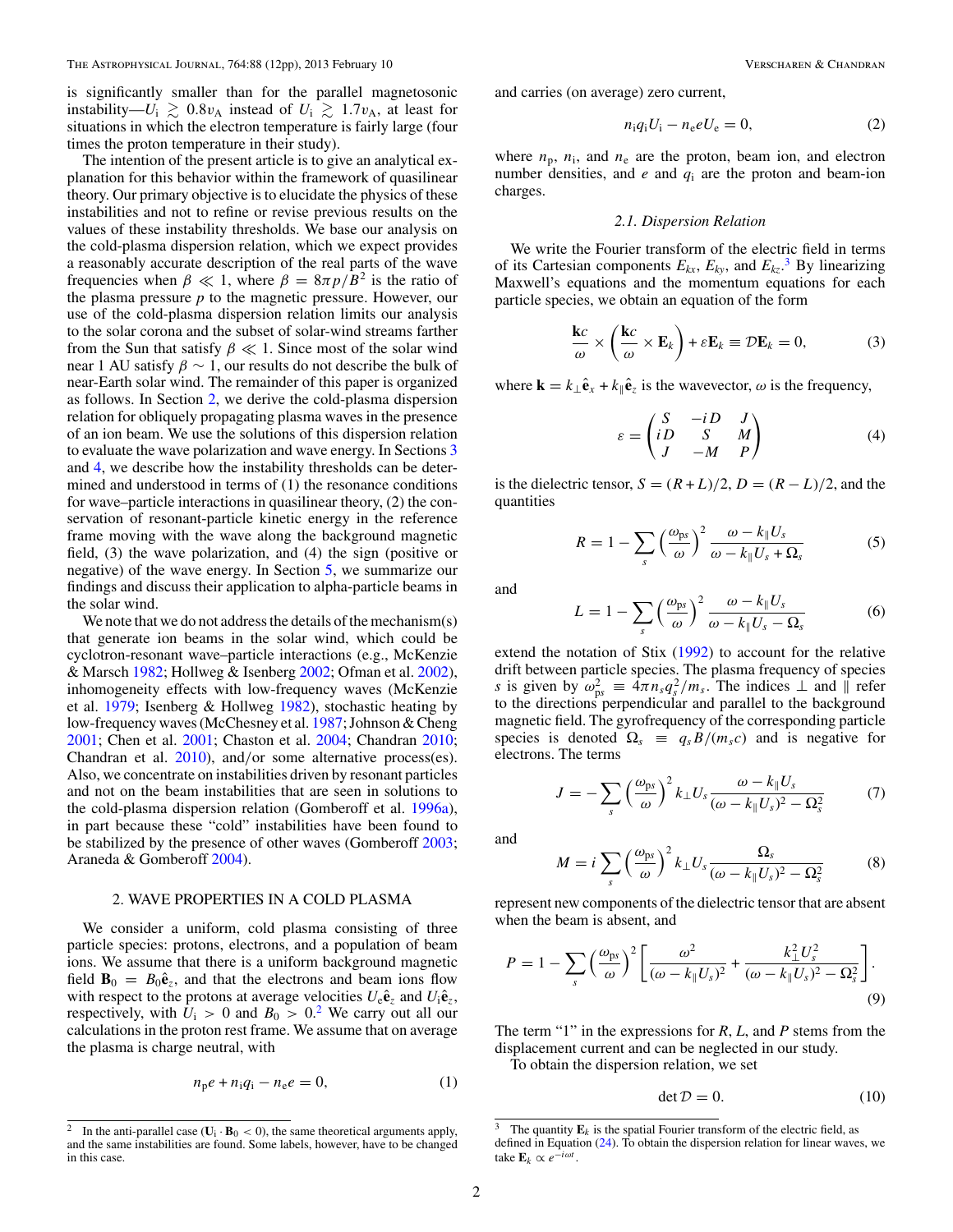is significantly smaller than for the parallel magnetosonic instability—$U_\mathrm{i} \gtrsim 0.8 v_\mathrm{A}$ instead of $U_\mathrm{i} \gtrsim 1.7 v_\mathrm{A}$, at least for situations in which the electron temperature is fairly large (four times the proton temperature in their study).

The intention of the present article is to give an analytical explanation for this behavior within the framework of quasilinear theory. Our primary objective is to elucidate the physics of these instabilities and not to refine or revise previous results on the values of these instability thresholds. We base our analysis on the cold-plasma dispersion relation, which we expect provides a reasonably accurate description of the real parts of the wave frequencies when $\beta \ll 1$, where $\beta = 8\pi p/B^2$ is the ratio of the plasma pressure $p$ to the magnetic pressure. However, our use of the cold-plasma dispersion relation limits our analysis to the solar corona and the subset of solar-wind streams farther from the Sun that satisfy $\beta \ll 1$. Since most of the solar wind near 1 AU satisfy $\beta \sim 1$, our results do not describe the bulk of near-Earth solar wind. The remainder of this paper is organized as follows. In Section 2, we derive the cold-plasma dispersion relation for obliquely propagating plasma waves in the presence of an ion beam. We use the solutions of this dispersion relation to evaluate the wave polarization and wave energy. In Sections 3 and 4, we describe how the instability thresholds can be determined and understood in terms of (1) the resonance conditions for wave–particle interactions in quasilinear theory, (2) the conservation of resonant-particle kinetic energy in the reference frame moving with the wave along the background magnetic field, (3) the wave polarization, and (4) the sign (positive or negative) of the wave energy. In Section 5, we summarize our findings and discuss their application to alpha-particle beams in the solar wind.

We note that we do not address the details of the mechanism(s) that generate ion beams in the solar wind, which could be cyclotron-resonant wave–particle interactions (e.g., McKenzie & Marsch 1982; Hollweg & Isenberg 2002; Ofman et al. 2002), inhomogeneity effects with low-frequency waves (McKenzie et al. 1979; Isenberg & Hollweg 1982), stochastic heating by low-frequency waves (McChesney et al. 1987; Johnson & Cheng 2001; Chen et al. 2001; Chaston et al. 2004; Chandran 2010; Chandran et al. 2010), and/or some alternative process(es). Also, we concentrate on instabilities driven by resonant particles and not on the beam instabilities that are seen in solutions to the cold-plasma dispersion relation (Gomberoff et al. 1996a), in part because these "cold" instabilities have been found to be stabilized by the presence of other waves (Gomberoff 2003; Araneda & Gomberoff 2004).

## 2. WAVE PROPERTIES IN A COLD PLASMA

We consider a uniform, cold plasma consisting of three particle species: protons, electrons, and a population of beam ions. We assume that there is a uniform background magnetic field $\mathbf{B}_0 = B_0 \hat{\mathbf{e}}_z$, and that the electrons and beam ions flow with respect to the protons at average velocities $U_\mathrm{e}\hat{\mathbf{e}}_z$ and $U_\mathrm{i}\hat{\mathbf{e}}_z$, respectively, with $U_\mathrm{i} > 0$ and $B_0 > 0$.[2] We carry out all our calculations in the proton rest frame. We assume that on average the plasma is charge neutral, with

$$n_\mathrm{p} e + n_\mathrm{i} q_\mathrm{i} - n_\mathrm{e} e = 0, \tag{1}$$

and carries (on average) zero current,

$$n_\mathrm{i} q_\mathrm{i} U_\mathrm{i} - n_\mathrm{e} e U_\mathrm{e} = 0, \tag{2}$$

where $n_\mathrm{p}$, $n_\mathrm{i}$, and $n_\mathrm{e}$ are the proton, beam ion, and electron number densities, and $e$ and $q_\mathrm{i}$ are the proton and beam-ion charges.

### 2.1. Dispersion Relation

We write the Fourier transform of the electric field in terms of its Cartesian components $E_{kx}$, $E_{ky}$, and $E_{kz}$.[3] By linearizing Maxwell's equations and the momentum equations for each particle species, we obtain an equation of the form

$$\frac{\mathbf{k}c}{\omega} \times \left(\frac{\mathbf{k}c}{\omega} \times \mathbf{E}_k\right) + \varepsilon \mathbf{E}_k \equiv \mathcal{D}\mathbf{E}_k = 0, \tag{3}$$

where $\mathbf{k} = k_\perp \hat{\mathbf{e}}_x + k_\parallel \hat{\mathbf{e}}_z$ is the wavevector, $\omega$ is the frequency,

$$\varepsilon = \begin{pmatrix} S & -iD & J \\ iD & S & M \\ J & -M & P \end{pmatrix} \tag{4}$$

is the dielectric tensor, $S = (R + L)/2$, $D = (R - L)/2$, and the quantities

$$R = 1 - \sum_s \left(\frac{\omega_{\mathrm{p}s}}{\omega}\right)^2 \frac{\omega - k_\parallel U_s}{\omega - k_\parallel U_s + \Omega_s} \tag{5}$$

and

$$L = 1 - \sum_s \left(\frac{\omega_{\mathrm{p}s}}{\omega}\right)^2 \frac{\omega - k_\parallel U_s}{\omega - k_\parallel U_s - \Omega_s} \tag{6}$$

extend the notation of Stix (1992) to account for the relative drift between particle species. The plasma frequency of species $s$ is given by $\omega_{\mathrm{p}s}^2 \equiv 4\pi n_s q_s^2/m_s$. The indices $\perp$ and $\parallel$ refer to the directions perpendicular and parallel to the background magnetic field. The gyrofrequency of the corresponding particle species is denoted $\Omega_s \equiv q_s B/(m_s c)$ and is negative for electrons. The terms

$$J = -\sum_s \left(\frac{\omega_{\mathrm{p}s}}{\omega}\right)^2 k_\perp U_s \frac{\omega - k_\parallel U_s}{(\omega - k_\parallel U_s)^2 - \Omega_s^2} \tag{7}$$

and

$$M = i \sum_s \left(\frac{\omega_{\mathrm{p}s}}{\omega}\right)^2 k_\perp U_s \frac{\Omega_s}{(\omega - k_\parallel U_s)^2 - \Omega_s^2} \tag{8}$$

represent new components of the dielectric tensor that are absent when the beam is absent, and

$$P = 1 - \sum_s \left(\frac{\omega_{\mathrm{p}s}}{\omega}\right)^2 \left[\frac{\omega^2}{(\omega - k_\parallel U_s)^2} + \frac{k_\perp^2 U_s^2}{(\omega - k_\parallel U_s)^2 - \Omega_s^2}\right]. \tag{9}$$

The term "1" in the expressions for $R$, $L$, and $P$ stems from the displacement current and can be neglected in our study.

To obtain the dispersion relation, we set

$$\det \mathcal{D} = 0. \tag{10}$$

---

[2] In the anti-parallel case ($\mathbf{U}_\mathrm{i} \cdot \mathbf{B}_0 < 0$), the same theoretical arguments apply, and the same instabilities are found. Some labels, however, have to be changed in this case.

[3] The quantity $\mathbf{E}_k$ is the spatial Fourier transform of the electric field, as defined in Equation (24). To obtain the dispersion relation for linear waves, we take $\mathbf{E}_k \propto e^{-i\omega t}$.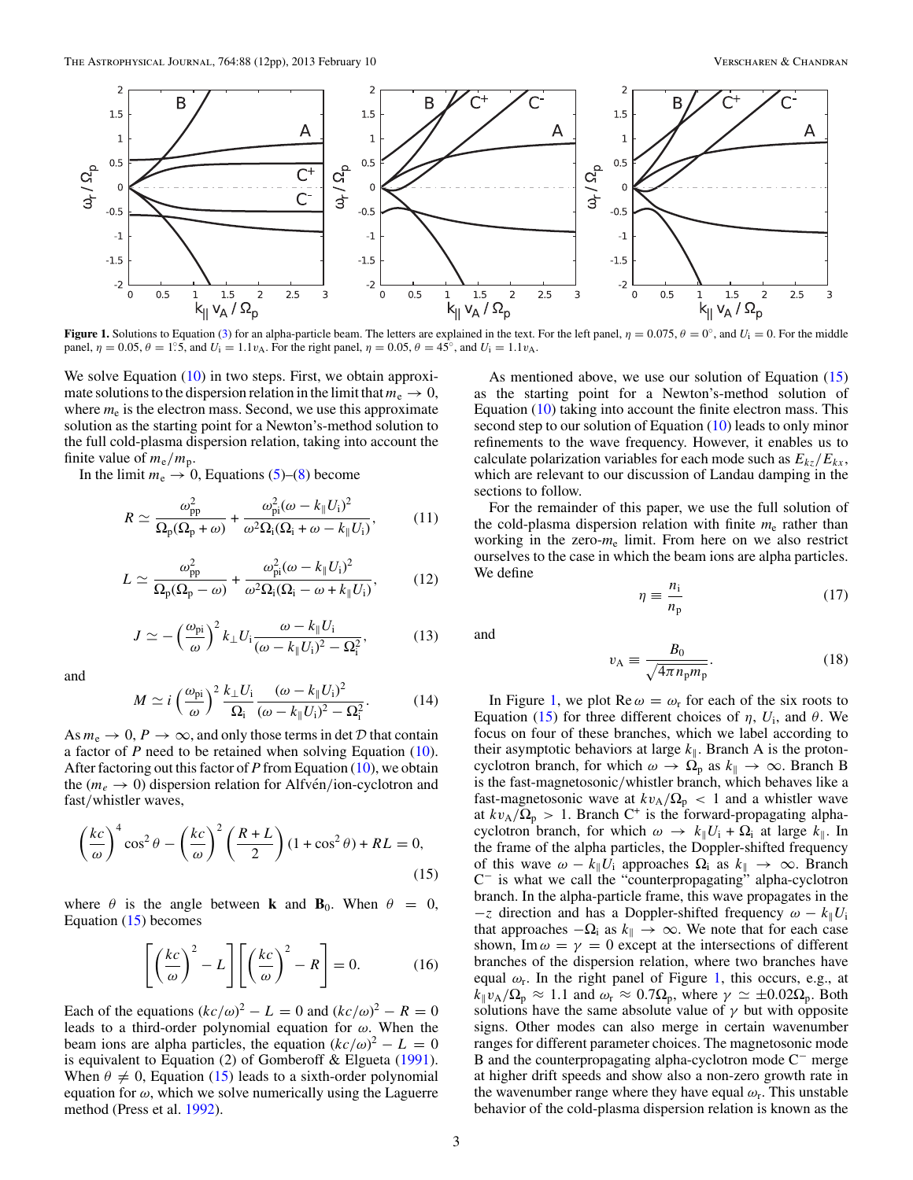**Figure 1.** Solutions to Equation (3) for an alpha-particle beam. The letters are explained in the text. For the left panel, $\eta = 0.075$, $\theta = 0^\circ$, and $U_i = 0$. For the middle panel, $\eta = 0.05$, $\theta = 1\overset{\circ}{.}5$, and $U_i = 1.1 v_A$. For the right panel, $\eta = 0.05$, $\theta = 45^\circ$, and $U_i = 1.1 v_A$.

We solve Equation (10) in two steps. First, we obtain approximate solutions to the dispersion relation in the limit that $m_e \to 0$, where $m_e$ is the electron mass. Second, we use this approximate solution as the starting point for a Newton's-method solution to the full cold-plasma dispersion relation, taking into account the finite value of $m_e/m_p$.

In the limit $m_e \to 0$, Equations (5)–(8) become

$$R \simeq \frac{\omega_{pp}^2}{\Omega_p(\Omega_p + \omega)} + \frac{\omega_{pi}^2(\omega - k_\parallel U_i)^2}{\omega^2 \Omega_i(\Omega_i + \omega - k_\parallel U_i)}, \tag{11}$$

$$L \simeq \frac{\omega_{pp}^2}{\Omega_p(\Omega_p - \omega)} + \frac{\omega_{pi}^2(\omega - k_\parallel U_i)^2}{\omega^2 \Omega_i(\Omega_i - \omega + k_\parallel U_i)}, \tag{12}$$

$$J \simeq -\left(\frac{\omega_{pi}}{\omega}\right)^2 k_\perp U_i \frac{\omega - k_\parallel U_i}{(\omega - k_\parallel U_i)^2 - \Omega_i^2}, \tag{13}$$

and

$$M \simeq i\left(\frac{\omega_{pi}}{\omega}\right)^2 \frac{k_\perp U_i}{\Omega_i} \frac{(\omega - k_\parallel U_i)^2}{(\omega - k_\parallel U_i)^2 - \Omega_i^2}. \tag{14}$$

As $m_e \to 0$, $P \to \infty$, and only those terms in $\det \mathcal{D}$ that contain a factor of $P$ need to be retained when solving Equation (10). After factoring out this factor of $P$ from Equation (10), we obtain the ($m_e \to 0$) dispersion relation for Alfvén/ion-cyclotron and fast/whistler waves,

$$\left(\frac{kc}{\omega}\right)^4 \cos^2\theta - \left(\frac{kc}{\omega}\right)^2 \left(\frac{R+L}{2}\right)(1 + \cos^2\theta) + RL = 0, \tag{15}$$

where $\theta$ is the angle between $\mathbf{k}$ and $\mathbf{B}_0$. When $\theta = 0$, Equation (15) becomes

$$\left[\left(\frac{kc}{\omega}\right)^2 - L\right]\left[\left(\frac{kc}{\omega}\right)^2 - R\right] = 0. \tag{16}$$

Each of the equations $(kc/\omega)^2 - L = 0$ and $(kc/\omega)^2 - R = 0$ leads to a third-order polynomial equation for $\omega$. When the beam ions are alpha particles, the equation $(kc/\omega)^2 - L = 0$ is equivalent to Equation (2) of Gomberoff & Elgueta (1991). When $\theta \neq 0$, Equation (15) leads to a sixth-order polynomial equation for $\omega$, which we solve numerically using the Laguerre method (Press et al. 1992).

As mentioned above, we use our solution of Equation (15) as the starting point for a Newton's-method solution of Equation (10) taking into account the finite electron mass. This second step to our solution of Equation (10) leads to only minor refinements to the wave frequency. However, it enables us to calculate polarization variables for each mode such as $E_{kz}/E_{kx}$, which are relevant to our discussion of Landau damping in the sections to follow.

For the remainder of this paper, we use the full solution of the cold-plasma dispersion relation with finite $m_e$ rather than working in the zero-$m_e$ limit. From here on we also restrict ourselves to the case in which the beam ions are alpha particles. We define

$$\eta \equiv \frac{n_i}{n_p} \tag{17}$$

and

$$v_A \equiv \frac{B_0}{\sqrt{4\pi n_p m_p}}. \tag{18}$$

In Figure 1, we plot $\mathrm{Re}\,\omega = \omega_r$ for each of the six roots to Equation (15) for three different choices of $\eta$, $U_i$, and $\theta$. We focus on four of these branches, which we label according to their asymptotic behaviors at large $k_\parallel$. Branch A is the proton-cyclotron branch, for which $\omega \to \Omega_p$ as $k_\parallel \to \infty$. Branch B is the fast-magnetosonic/whistler branch, which behaves like a fast-magnetosonic wave at $kv_A/\Omega_p < 1$ and a whistler wave at $kv_A/\Omega_p > 1$. Branch C$^+$ is the forward-propagating alpha-cyclotron branch, for which $\omega \to k_\parallel U_i + \Omega_i$ at large $k_\parallel$. In the frame of the alpha particles, the Doppler-shifted frequency of this wave $\omega - k_\parallel U_i$ approaches $\Omega_i$ as $k_\parallel \to \infty$. Branch C$^-$ is what we call the "counterpropagating" alpha-cyclotron branch. In the alpha-particle frame, this wave propagates in the $-z$ direction and has a Doppler-shifted frequency $\omega - k_\parallel U_i$ that approaches $-\Omega_i$ as $k_\parallel \to \infty$. We note that for each case shown, $\mathrm{Im}\,\omega = \gamma = 0$ except at the intersections of different branches of the dispersion relation, where two branches have equal $\omega_r$. In the right panel of Figure 1, this occurs, e.g., at $k_\parallel v_A/\Omega_p \approx 1.1$ and $\omega_r \approx 0.7\Omega_p$, where $\gamma \simeq \pm 0.02\Omega_p$. Both solutions have the same absolute value of $\gamma$ but with opposite signs. Other modes can also merge in certain wavenumber ranges for different parameter choices. The magnetosonic mode B and the counterpropagating alpha-cyclotron mode C$^-$ merge at higher drift speeds and show also a non-zero growth rate in the wavenumber range where they have equal $\omega_r$. This unstable behavior of the cold-plasma dispersion relation is known as the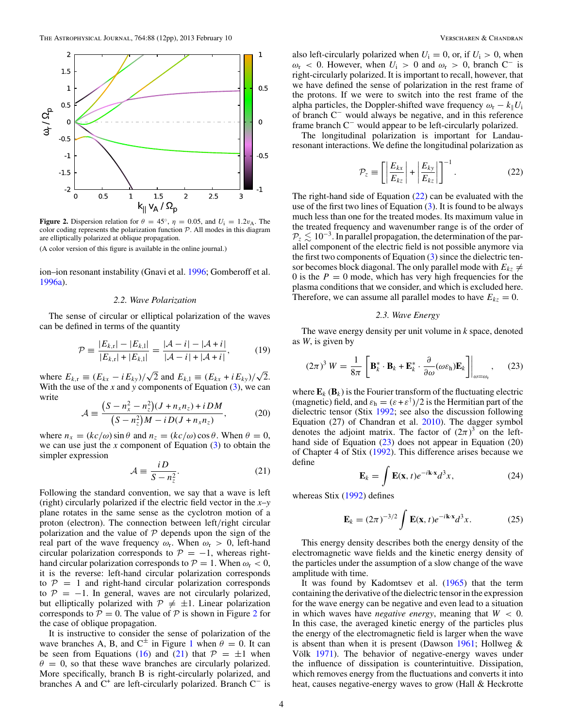**Figure 2.** Dispersion relation for $\theta = 45°$, $\eta = 0.05$, and $U_i = 1.2v_A$. The color coding represents the polarization function $\mathcal{P}$. All modes in this diagram are elliptically polarized at oblique propagation.

(A color version of this figure is available in the online journal.)

ion–ion resonant instability (Gnavi et al. 1996; Gomberoff et al. 1996a).

### 2.2. Wave Polarization

The sense of circular or elliptical polarization of the waves can be defined in terms of the quantity

$$\mathcal{P} \equiv \frac{|E_{k,\mathrm{r}}| - |E_{k,\mathrm{l}}|}{|E_{k,\mathrm{r}}| + |E_{k,\mathrm{l}}|} = \frac{|\mathcal{A} - i| - |\mathcal{A} + i|}{|\mathcal{A} - i| + |\mathcal{A} + i|}, \tag{19}$$

where $E_{k,\mathrm{r}} \equiv (E_{kx} - iE_{ky})/\sqrt{2}$ and $E_{k,\mathrm{l}} \equiv (E_{kx} + iE_{ky})/\sqrt{2}$. With the use of the $x$ and $y$ components of Equation (3), we can write

$$\mathcal{A} \equiv \frac{\left(S - n_x^2 - n_z^2\right)(J + n_x n_z) + iDM}{\left(S - n_z^2\right)M - iD(J + n_x n_z)}, \tag{20}$$

where $n_x = (kc/\omega)\sin\theta$ and $n_z = (kc/\omega)\cos\theta$. When $\theta = 0$, we can use just the $x$ component of Equation (3) to obtain the simpler expression

$$\mathcal{A} \equiv \frac{iD}{S - n_z^2}. \tag{21}$$

Following the standard convention, we say that a wave is left (right) circularly polarized if the electric field vector in the $x$–$y$ plane rotates in the same sense as the cyclotron motion of a proton (electron). The connection between left/right circular polarization and the value of $\mathcal{P}$ depends upon the sign of the real part of the wave frequency $\omega_\mathrm{r}$. When $\omega_\mathrm{r} > 0$, left-hand circular polarization corresponds to $\mathcal{P} = -1$, whereas right-hand circular polarization corresponds to $\mathcal{P} = 1$. When $\omega_\mathrm{r} < 0$, it is the reverse: left-hand circular polarization corresponds to $\mathcal{P} = 1$ and right-hand circular polarization corresponds to $\mathcal{P} = -1$. In general, waves are not circularly polarized, but elliptically polarized with $\mathcal{P} \neq \pm 1$. Linear polarization corresponds to $\mathcal{P} = 0$. The value of $\mathcal{P}$ is shown in Figure 2 for the case of oblique propagation.

It is instructive to consider the sense of polarization of the wave branches A, B, and C$^\pm$ in Figure 1 when $\theta = 0$. It can be seen from Equations (16) and (21) that $\mathcal{P} = \pm 1$ when $\theta = 0$, so that these wave branches are circularly polarized. More specifically, branch B is right-circularly polarized, and branches A and C$^+$ are left-circularly polarized. Branch C$^-$ is also left-circularly polarized when $U_i = 0$, or, if $U_i > 0$, when $\omega_\mathrm{r} < 0$. However, when $U_i > 0$ and $\omega_\mathrm{r} > 0$, branch C$^-$ is right-circularly polarized. It is important to recall, however, that we have defined the sense of polarization in the rest frame of the protons. If we were to switch into the rest frame of the alpha particles, the Doppler-shifted wave frequency $\omega_\mathrm{r} - k_\parallel U_i$ of branch C$^-$ would always be negative, and in this reference frame branch C$^-$ would appear to be left-circularly polarized.

The longitudinal polarization is important for Landau-resonant interactions. We define the longitudinal polarization as

$$\mathcal{P}_z \equiv \left[\left|\frac{E_{kx}}{E_{kz}}\right| + \left|\frac{E_{ky}}{E_{kz}}\right|\right]^{-1}. \tag{22}$$

The right-hand side of Equation (22) can be evaluated with the use of the first two lines of Equation (3). It is found to be always much less than one for the treated modes. Its maximum value in the treated frequency and wavenumber range is of the order of $\mathcal{P}_z \lesssim 10^{-3}$. In parallel propagation, the determination of the parallel component of the electric field is not possible anymore via the first two components of Equation (3) since the dielectric tensor becomes block diagonal. The only parallel mode with $E_{kz} \neq 0$ is the $P = 0$ mode, which has very high frequencies for the plasma conditions that we consider, and which is excluded here. Therefore, we can assume all parallel modes to have $E_{kz} = 0$.

### 2.3. Wave Energy

The wave energy density per unit volume in $k$ space, denoted as $W$, is given by

$$(2\pi)^3\, W = \frac{1}{8\pi}\left[\mathbf{B}_k^* \cdot \mathbf{B}_k + \mathbf{E}_k^* \cdot \frac{\partial}{\partial\omega}(\omega\varepsilon_\mathrm{h})\mathbf{E}_k\right]\Bigg|_{\omega=\omega_\mathrm{r}}, \tag{23}$$

where $\mathbf{E}_k$ ($\mathbf{B}_k$) is the Fourier transform of the fluctuating electric (magnetic) field, and $\varepsilon_\mathrm{h} = (\varepsilon + \varepsilon^\dagger)/2$ is the Hermitian part of the dielectric tensor (Stix 1992; see also the discussion following Equation (27) of Chandran et al. 2010). The dagger symbol denotes the adjoint matrix. The factor of $(2\pi)^3$ on the left-hand side of Equation (23) does not appear in Equation (20) of Chapter 4 of Stix (1992). This difference arises because we define

$$\mathbf{E}_k = \int \mathbf{E}(\mathbf{x}, t)e^{-i\mathbf{k}\cdot\mathbf{x}}d^3x, \tag{24}$$

whereas Stix (1992) defines

$$\mathbf{E}_k = (2\pi)^{-3/2}\int \mathbf{E}(\mathbf{x}, t)e^{-i\mathbf{k}\cdot\mathbf{x}}d^3x. \tag{25}$$

This energy density describes both the energy density of the electromagnetic wave fields and the kinetic energy density of the particles under the assumption of a slow change of the wave amplitude with time.

It was found by Kadomtsev et al. (1965) that the term containing the derivative of the dielectric tensor in the expression for the wave energy can be negative and even lead to a situation in which waves have *negative energy*, meaning that $W < 0$. In this case, the averaged kinetic energy of the particles plus the energy of the electromagnetic field is larger when the wave is absent than when it is present (Dawson 1961; Hollweg & Völk 1971). The behavior of negative-energy waves under the influence of dissipation is counterintuitive. Dissipation, which removes energy from the fluctuations and converts it into heat, causes negative-energy waves to grow (Hall & Heckrotte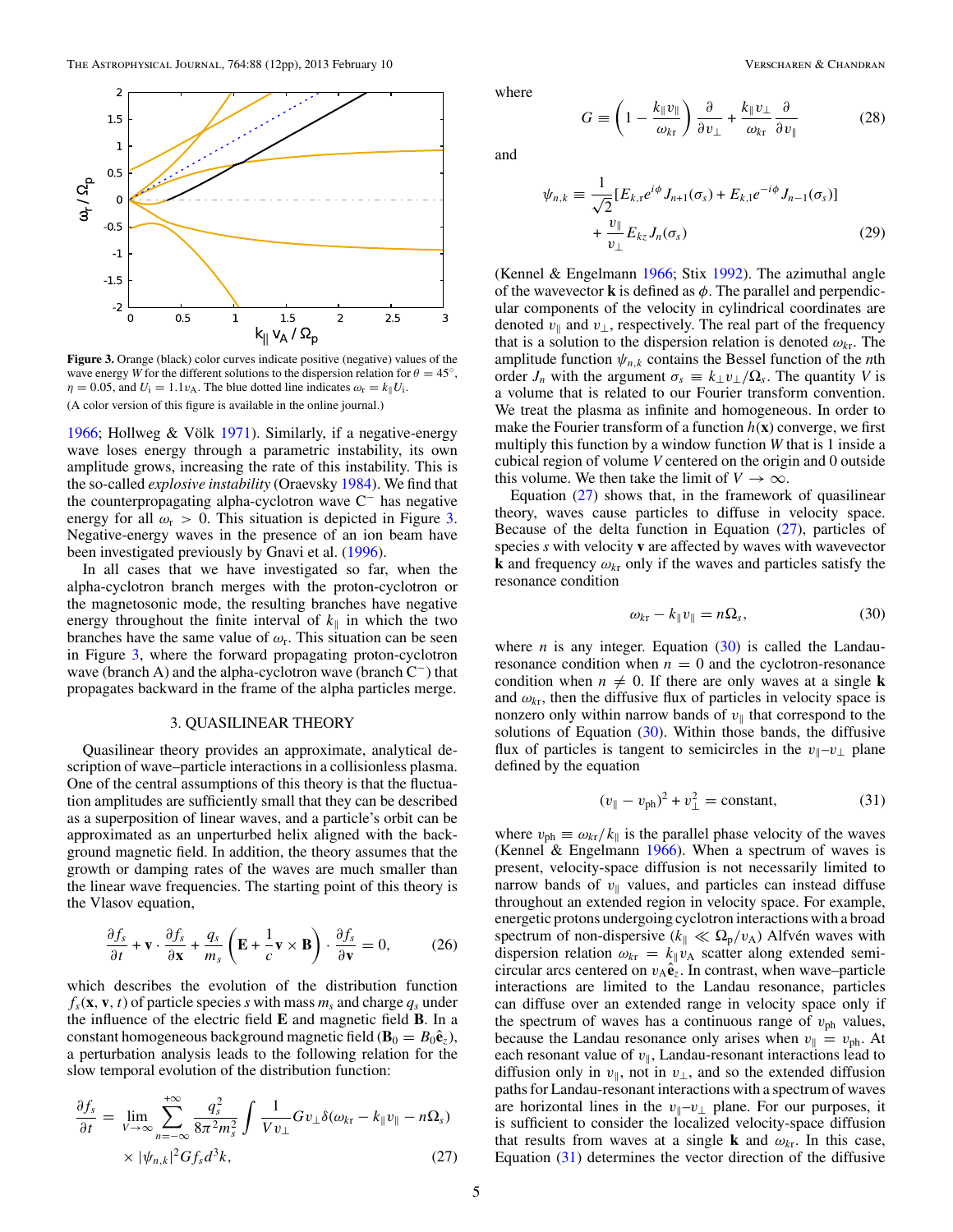**Figure 3.** Orange (black) color curves indicate positive (negative) values of the wave energy $W$ for the different solutions to the dispersion relation for $\theta = 45^\circ$, $\eta = 0.05$, and $U_\mathrm{i} = 1.1v_\mathrm{A}$. The blue dotted line indicates $\omega_\mathrm{r} = k_\parallel U_\mathrm{i}$.

(A color version of this figure is available in the online journal.)

1966; Hollweg & Völk 1971). Similarly, if a negative-energy wave loses energy through a parametric instability, its own amplitude grows, increasing the rate of this instability. This is the so-called *explosive instability* (Oraevsky 1984). We find that the counterpropagating alpha-cyclotron wave C$^-$ has negative energy for all $\omega_\mathrm{r} > 0$. This situation is depicted in Figure 3. Negative-energy waves in the presence of an ion beam have been investigated previously by Gnavi et al. (1996).

In all cases that we have investigated so far, when the alpha-cyclotron branch merges with the proton-cyclotron or the magnetosonic mode, the resulting branches have negative energy throughout the finite interval of $k_\parallel$ in which the two branches have the same value of $\omega_\mathrm{r}$. This situation can be seen in Figure 3, where the forward propagating proton-cyclotron wave (branch A) and the alpha-cyclotron wave (branch C$^-$) that propagates backward in the frame of the alpha particles merge.

## 3. QUASILINEAR THEORY

Quasilinear theory provides an approximate, analytical description of wave–particle interactions in a collisionless plasma. One of the central assumptions of this theory is that the fluctuation amplitudes are sufficiently small that they can be described as a superposition of linear waves, and a particle's orbit can be approximated as an unperturbed helix aligned with the background magnetic field. In addition, the theory assumes that the growth or damping rates of the waves are much smaller than the linear wave frequencies. The starting point of this theory is the Vlasov equation,

$$\frac{\partial f_s}{\partial t} + \mathbf{v}\cdot\frac{\partial f_s}{\partial \mathbf{x}} + \frac{q_s}{m_s}\left(\mathbf{E} + \frac{1}{c}\mathbf{v}\times\mathbf{B}\right)\cdot\frac{\partial f_s}{\partial \mathbf{v}} = 0, \tag{26}$$

which describes the evolution of the distribution function $f_s(\mathbf{x}, \mathbf{v}, t)$ of particle species $s$ with mass $m_s$ and charge $q_s$ under the influence of the electric field $\mathbf{E}$ and magnetic field $\mathbf{B}$. In a constant homogeneous background magnetic field ($\mathbf{B}_0 = B_0\hat{\mathbf{e}}_z$), a perturbation analysis leads to the following relation for the slow temporal evolution of the distribution function:

$$\frac{\partial f_s}{\partial t} = \lim_{V\to\infty}\sum_{n=-\infty}^{+\infty}\frac{q_s^2}{8\pi^2 m_s^2}\int\frac{1}{Vv_\perp}Gv_\perp\delta(\omega_{k\mathrm{r}} - k_\parallel v_\parallel - n\Omega_s) \times |\psi_{n,k}|^2 G f_s d^3k, \tag{27}$$

where

$$G \equiv \left(1 - \frac{k_\parallel v_\parallel}{\omega_{k\mathrm{r}}}\right)\frac{\partial}{\partial v_\perp} + \frac{k_\parallel v_\perp}{\omega_{k\mathrm{r}}}\frac{\partial}{\partial v_\parallel} \tag{28}$$

and

$$\psi_{n,k} \equiv \frac{1}{\sqrt{2}}[E_{k,\mathrm{r}}e^{i\phi}J_{n+1}(\sigma_s) + E_{k,\mathrm{l}}e^{-i\phi}J_{n-1}(\sigma_s)] + \frac{v_\parallel}{v_\perp}E_{kz}J_n(\sigma_s) \tag{29}$$

(Kennel & Engelmann 1966; Stix 1992). The azimuthal angle of the wavevector $\mathbf{k}$ is defined as $\phi$. The parallel and perpendicular components of the velocity in cylindrical coordinates are denoted $v_\parallel$ and $v_\perp$, respectively. The real part of the frequency that is a solution to the dispersion relation is denoted $\omega_{k\mathrm{r}}$. The amplitude function $\psi_{n,k}$ contains the Bessel function of the $n$th order $J_n$ with the argument $\sigma_s \equiv k_\perp v_\perp/\Omega_s$. The quantity $V$ is a volume that is related to our Fourier transform convention. We treat the plasma as infinite and homogeneous. In order to make the Fourier transform of a function $h(\mathbf{x})$ converge, we first multiply this function by a window function $W$ that is 1 inside a cubical region of volume $V$ centered on the origin and 0 outside this volume. We then take the limit of $V \to \infty$.

Equation (27) shows that, in the framework of quasilinear theory, waves cause particles to diffuse in velocity space. Because of the delta function in Equation (27), particles of species $s$ with velocity $\mathbf{v}$ are affected by waves with wavevector $\mathbf{k}$ and frequency $\omega_{k\mathrm{r}}$ only if the waves and particles satisfy the resonance condition

$$\omega_{k\mathrm{r}} - k_\parallel v_\parallel = n\Omega_s, \tag{30}$$

where $n$ is any integer. Equation (30) is called the Landau-resonance condition when $n = 0$ and the cyclotron-resonance condition when $n \neq 0$. If there are only waves at a single $\mathbf{k}$ and $\omega_{k\mathrm{r}}$, then the diffusive flux of particles in velocity space is nonzero only within narrow bands of $v_\parallel$ that correspond to the solutions of Equation (30). Within those bands, the diffusive flux of particles is tangent to semicircles in the $v_\parallel$–$v_\perp$ plane defined by the equation

$$(v_\parallel - v_\mathrm{ph})^2 + v_\perp^2 = \text{constant}, \tag{31}$$

where $v_\mathrm{ph} \equiv \omega_{k\mathrm{r}}/k_\parallel$ is the parallel phase velocity of the waves (Kennel & Engelmann 1966). When a spectrum of waves is present, velocity-space diffusion is not necessarily limited to narrow bands of $v_\parallel$ values, and particles can instead diffuse throughout an extended region in velocity space. For example, energetic protons undergoing cyclotron interactions with a broad spectrum of non-dispersive ($k_\parallel \ll \Omega_\mathrm{p}/v_\mathrm{A}$) Alfvén waves with dispersion relation $\omega_{k\mathrm{r}} = k_\parallel v_\mathrm{A}$ scatter along extended semi-circular arcs centered on $v_\mathrm{A}\hat{\mathbf{e}}_z$. In contrast, when wave–particle interactions are limited to the Landau resonance, particles can diffuse over an extended range in velocity space only if the spectrum of waves has a continuous range of $v_\mathrm{ph}$ values, because the Landau resonance only arises when $v_\parallel = v_\mathrm{ph}$. At each resonant value of $v_\parallel$, Landau-resonant interactions lead to diffusion only in $v_\parallel$, not in $v_\perp$, and so the extended diffusion paths for Landau-resonant interactions with a spectrum of waves are horizontal lines in the $v_\parallel$–$v_\perp$ plane. For our purposes, it is sufficient to consider the localized velocity-space diffusion that results from waves at a single $\mathbf{k}$ and $\omega_{k\mathrm{r}}$. In this case, Equation (31) determines the vector direction of the diffusive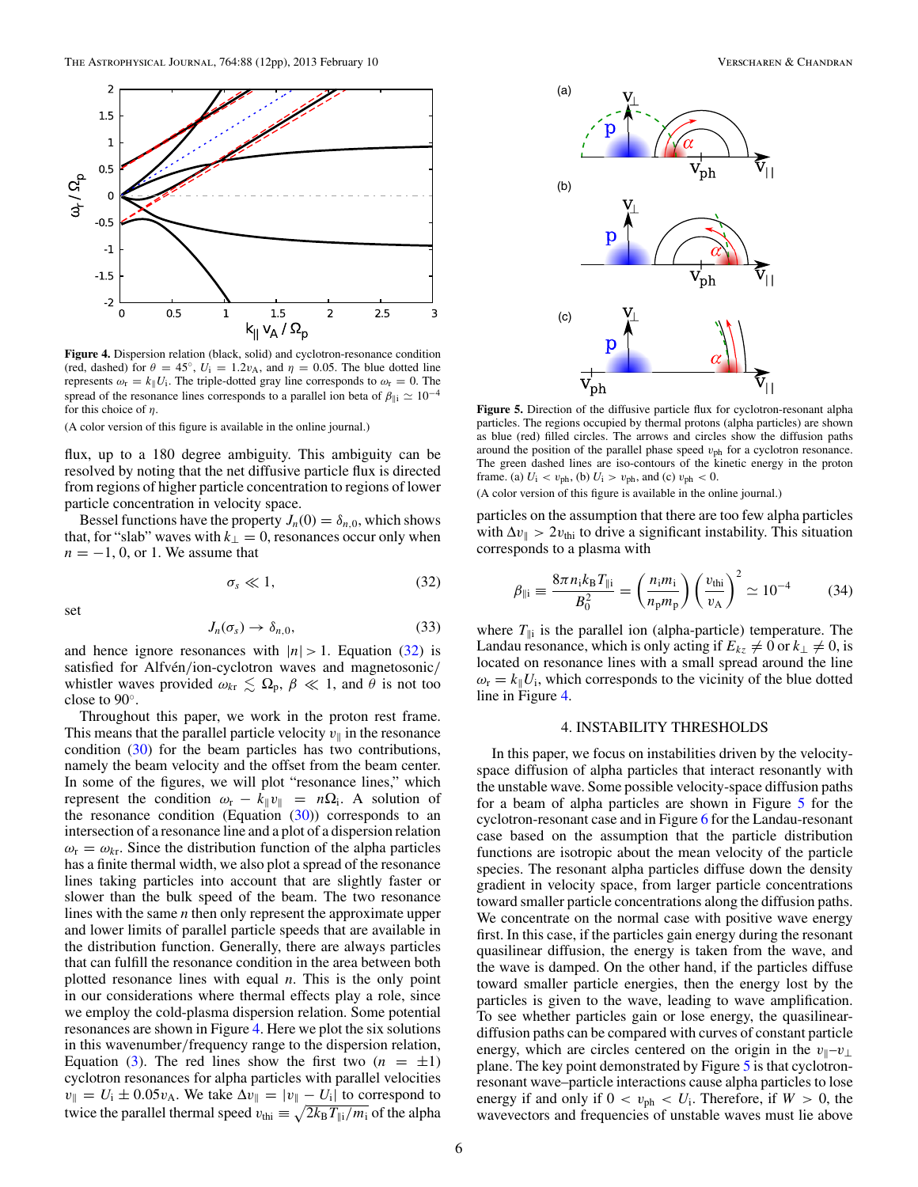**Figure 4.** Dispersion relation (black, solid) and cyclotron-resonance condition (red, dashed) for $\theta = 45^\circ$, $U_\mathrm{i} = 1.2v_\mathrm{A}$, and $\eta = 0.05$. The blue dotted line represents $\omega_\mathrm{r} = k_\parallel U_\mathrm{i}$. The triple-dotted gray line corresponds to $\omega_\mathrm{r} = 0$. The spread of the resonance lines corresponds to a parallel ion beta of $\beta_{\parallel\mathrm{i}} \simeq 10^{-4}$ for this choice of $\eta$.

(A color version of this figure is available in the online journal.)

**Figure 5.** Direction of the diffusive particle flux for cyclotron-resonant alpha particles. The regions occupied by thermal protons (alpha particles) are shown as blue (red) filled circles. The arrows and circles show the diffusion paths around the position of the parallel phase speed $v_\mathrm{ph}$ for a cyclotron resonance. The green dashed lines are iso-contours of the kinetic energy in the proton frame. (a) $U_\mathrm{i} < v_\mathrm{ph}$, (b) $U_\mathrm{i} > v_\mathrm{ph}$, and (c) $v_\mathrm{ph} < 0$.

(A color version of this figure is available in the online journal.)

flux, up to a 180 degree ambiguity. This ambiguity can be resolved by noting that the net diffusive particle flux is directed from regions of higher particle concentration to regions of lower particle concentration in velocity space.

Bessel functions have the property $J_n(0) = \delta_{n,0}$, which shows that, for "slab" waves with $k_\perp = 0$, resonances occur only when $n = -1$, 0, or 1. We assume that

$$\sigma_s \ll 1, \tag{32}$$

set

$$J_n(\sigma_s) \to \delta_{n,0}, \tag{33}$$

and hence ignore resonances with $|n| > 1$. Equation (32) is satisfied for Alfvén/ion-cyclotron waves and magnetosonic/whistler waves provided $\omega_{k\mathrm{r}} \lesssim \Omega_\mathrm{p}$, $\beta \ll 1$, and $\theta$ is not too close to $90^\circ$.

Throughout this paper, we work in the proton rest frame. This means that the parallel particle velocity $v_\parallel$ in the resonance condition (30) for the beam particles has two contributions, namely the beam velocity and the offset from the beam center. In some of the figures, we will plot "resonance lines," which represent the condition $\omega_\mathrm{r} - k_\parallel v_\parallel = n\Omega_\mathrm{i}$. A solution of the resonance condition (Equation (30)) corresponds to an intersection of a resonance line and a plot of a dispersion relation $\omega_\mathrm{r} = \omega_{k\mathrm{r}}$. Since the distribution function of the alpha particles has a finite thermal width, we also plot a spread of the resonance lines taking particles into account that are slightly faster or slower than the bulk speed of the beam. The two resonance lines with the same $n$ then only represent the approximate upper and lower limits of parallel particle speeds that are available in the distribution function. Generally, there are always particles that can fulfill the resonance condition in the area between both plotted resonance lines with equal $n$. This is the only point in our considerations where thermal effects play a role, since we employ the cold-plasma dispersion relation. Some potential resonances are shown in Figure 4. Here we plot the six solutions in this wavenumber/frequency range to the dispersion relation, Equation (3). The red lines show the first two ($n = \pm 1$) cyclotron resonances for alpha particles with parallel velocities $v_\parallel = U_\mathrm{i} \pm 0.05v_\mathrm{A}$. We take $\Delta v_\parallel = |v_\parallel - U_\mathrm{i}|$ to correspond to twice the parallel thermal speed $v_\mathrm{thi} \equiv \sqrt{2k_\mathrm{B}T_{\parallel\mathrm{i}}/m_\mathrm{i}}$ of the alpha particles on the assumption that there are too few alpha particles with $\Delta v_\parallel > 2v_\mathrm{thi}$ to drive a significant instability. This situation corresponds to a plasma with

$$\beta_{\parallel\mathrm{i}} \equiv \frac{8\pi n_\mathrm{i} k_\mathrm{B} T_{\parallel\mathrm{i}}}{B_0^2} = \left(\frac{n_\mathrm{i} m_\mathrm{i}}{n_\mathrm{p} m_\mathrm{p}}\right)\left(\frac{v_\mathrm{thi}}{v_\mathrm{A}}\right)^2 \simeq 10^{-4} \tag{34}$$

where $T_{\parallel\mathrm{i}}$ is the parallel ion (alpha-particle) temperature. The Landau resonance, which is only acting if $E_{kz} \neq 0$ or $k_\perp \neq 0$, is located on resonance lines with a small spread around the line $\omega_\mathrm{r} = k_\parallel U_\mathrm{i}$, which corresponds to the vicinity of the blue dotted line in Figure 4.

## 4. INSTABILITY THRESHOLDS

In this paper, we focus on instabilities driven by the velocity-space diffusion of alpha particles that interact resonantly with the unstable wave. Some possible velocity-space diffusion paths for a beam of alpha particles are shown in Figure 5 for the cyclotron-resonant case and in Figure 6 for the Landau-resonant case based on the assumption that the particle distribution functions are isotropic about the mean velocity of the particle species. The resonant alpha particles diffuse down the density gradient in velocity space, from larger particle concentrations toward smaller particle concentrations along the diffusion paths. We concentrate on the normal case with positive wave energy first. In this case, if the particles gain energy during the resonant quasilinear diffusion, the energy is taken from the wave, and the wave is damped. On the other hand, if the particles diffuse toward smaller particle energies, then the energy lost by the particles is given to the wave, leading to wave amplification. To see whether particles gain or lose energy, the quasilinear-diffusion paths can be compared with curves of constant particle energy, which are circles centered on the origin in the $v_\parallel$–$v_\perp$ plane. The key point demonstrated by Figure 5 is that cyclotron-resonant wave–particle interactions cause alpha particles to lose energy if and only if $0 < v_\mathrm{ph} < U_\mathrm{i}$. Therefore, if $W > 0$, the wavevectors and frequencies of unstable waves must lie above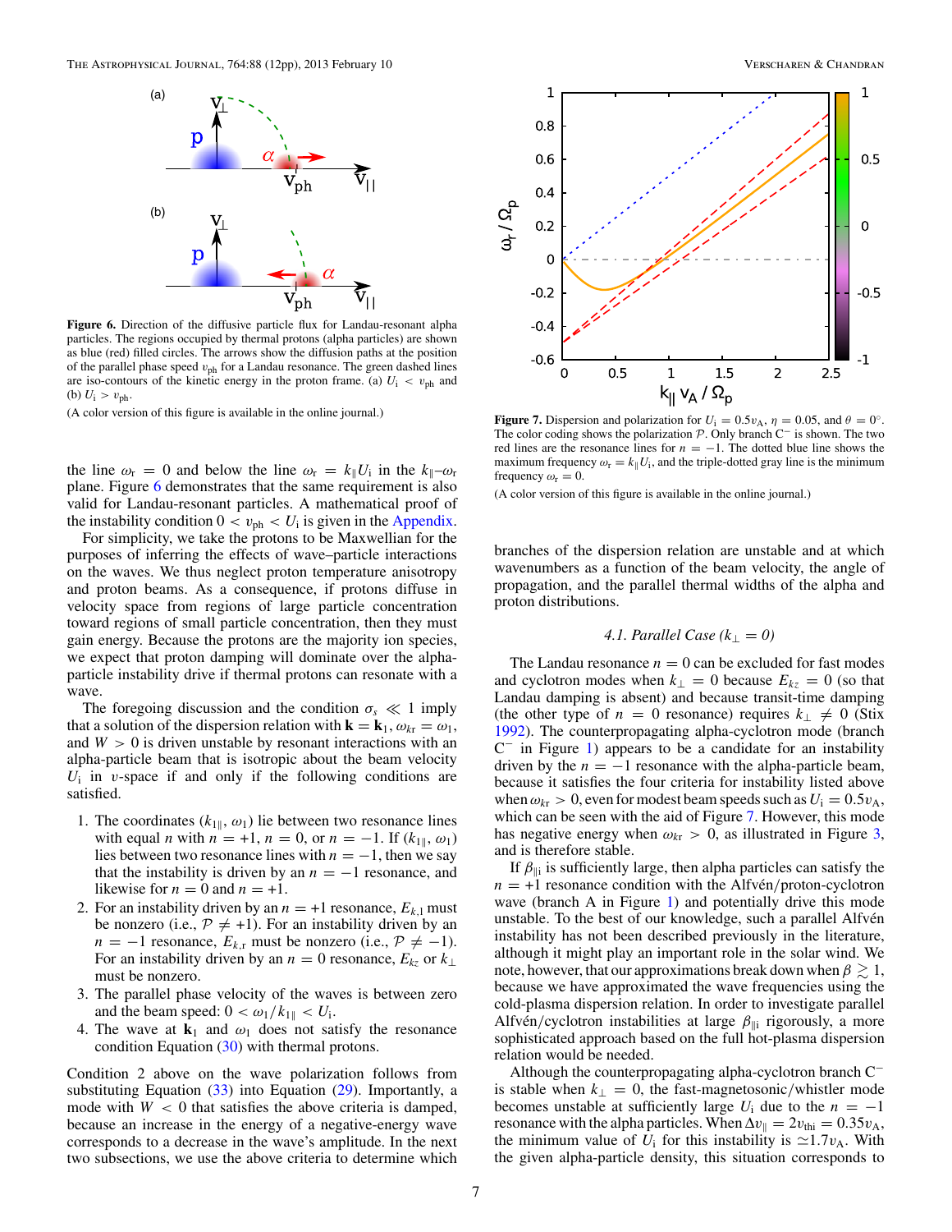Figure 6. Direction of the diffusive particle flux for Landau-resonant alpha particles. The regions occupied by thermal protons (alpha particles) are shown as blue (red) filled circles. The arrows show the diffusion paths at the position of the parallel phase speed $v_{\rm ph}$ for a Landau resonance. The green dashed lines are iso-contours of the kinetic energy in the proton frame. (a) $U_{\rm i} < v_{\rm ph}$ and (b) $U_{\rm i} > v_{\rm ph}$.

(A color version of this figure is available in the online journal.)

the line $\omega_{\rm r} = 0$ and below the line $\omega_{\rm r} = k_\parallel U_{\rm i}$ in the $k_\parallel$–$\omega_{\rm r}$ plane. Figure 6 demonstrates that the same requirement is also valid for Landau-resonant particles. A mathematical proof of the instability condition $0 < v_{\rm ph} < U_{\rm i}$ is given in the Appendix.

For simplicity, we take the protons to be Maxwellian for the purposes of inferring the effects of wave–particle interactions on the waves. We thus neglect proton temperature anisotropy and proton beams. As a consequence, if protons diffuse in velocity space from regions of large particle concentration toward regions of small particle concentration, then they must gain energy. Because the protons are the majority ion species, we expect that proton damping will dominate over the alpha-particle instability drive if thermal protons can resonate with a wave.

The foregoing discussion and the condition $\sigma_s \ll 1$ imply that a solution of the dispersion relation with $\mathbf{k} = \mathbf{k}_1$, $\omega_{k\rm r} = \omega_1$, and $W > 0$ is driven unstable by resonant interactions with an alpha-particle beam that is isotropic about the beam velocity $U_{\rm i}$ in $v$-space if and only if the following conditions are satisfied.

1. The coordinates $(k_{1\parallel}, \omega_1)$ lie between two resonance lines with equal $n$ with $n = +1$, $n = 0$, or $n = -1$. If $(k_{1\parallel}, \omega_1)$ lies between two resonance lines with $n = -1$, then we say that the instability is driven by an $n = -1$ resonance, and likewise for $n = 0$ and $n = +1$.
2. For an instability driven by an $n = +1$ resonance, $E_{k,\rm l}$ must be nonzero (i.e., $\mathcal{P} \neq +1$). For an instability driven by an $n = -1$ resonance, $E_{k,\rm r}$ must be nonzero (i.e., $\mathcal{P} \neq -1$). For an instability driven by an $n = 0$ resonance, $E_{kz}$ or $k_\perp$ must be nonzero.
3. The parallel phase velocity of the waves is between zero and the beam speed: $0 < \omega_1/k_{1\parallel} < U_{\rm i}$.
4. The wave at $\mathbf{k}_1$ and $\omega_1$ does not satisfy the resonance condition Equation (30) with thermal protons.

Condition 2 above on the wave polarization follows from substituting Equation (33) into Equation (29). Importantly, a mode with $W < 0$ that satisfies the above criteria is damped, because an increase in the energy of a negative-energy wave corresponds to a decrease in the wave's amplitude. In the next two subsections, we use the above criteria to determine which

Figure 7. Dispersion and polarization for $U_{\rm i} = 0.5v_{\rm A}$, $\eta = 0.05$, and $\theta = 0°$. The color coding shows the polarization $\mathcal{P}$. Only branch C$^-$ is shown. The two red lines are the resonance lines for $n = -1$. The dotted blue line shows the maximum frequency $\omega_{\rm r} = k_\parallel U_{\rm i}$, and the triple-dotted gray line is the minimum frequency $\omega_{\rm r} = 0$.

(A color version of this figure is available in the online journal.)

branches of the dispersion relation are unstable and at which wavenumbers as a function of the beam velocity, the angle of propagation, and the parallel thermal widths of the alpha and proton distributions.

### 4.1. Parallel Case ($k_\perp = 0$)

The Landau resonance $n = 0$ can be excluded for fast modes and cyclotron modes when $k_\perp = 0$ because $E_{kz} = 0$ (so that Landau damping is absent) and because transit-time damping (the other type of $n = 0$ resonance) requires $k_\perp \neq 0$ (Stix 1992). The counterpropagating alpha-cyclotron mode (branch C$^-$ in Figure 1) appears to be a candidate for an instability driven by the $n = -1$ resonance with the alpha-particle beam, because it satisfies the four criteria for instability listed above when $\omega_{k\rm r} > 0$, even for modest beam speeds such as $U_{\rm i} = 0.5v_{\rm A}$, which can be seen with the aid of Figure 7. However, this mode has negative energy when $\omega_{k\rm r} > 0$, as illustrated in Figure 3, and is therefore stable.

If $\beta_{\parallel\rm i}$ is sufficiently large, then alpha particles can satisfy the $n = +1$ resonance condition with the Alfvén/proton-cyclotron wave (branch A in Figure 1) and potentially drive this mode unstable. To the best of our knowledge, such a parallel Alfvén instability has not been described previously in the literature, although it might play an important role in the solar wind. We note, however, that our approximations break down when $\beta \gtrsim 1$, because we have approximated the wave frequencies using the cold-plasma dispersion relation. In order to investigate parallel Alfvén/cyclotron instabilities at large $\beta_{\parallel\rm i}$ rigorously, a more sophisticated approach based on the full hot-plasma dispersion relation would be needed.

Although the counterpropagating alpha-cyclotron branch C$^-$ is stable when $k_\perp = 0$, the fast-magnetosonic/whistler mode becomes unstable at sufficiently large $U_{\rm i}$ due to the $n = -1$ resonance with the alpha particles. When $\Delta v_\parallel = 2v_{\rm thi} = 0.35v_{\rm A}$, the minimum value of $U_{\rm i}$ for this instability is $\simeq 1.7v_{\rm A}$. With the given alpha-particle density, this situation corresponds to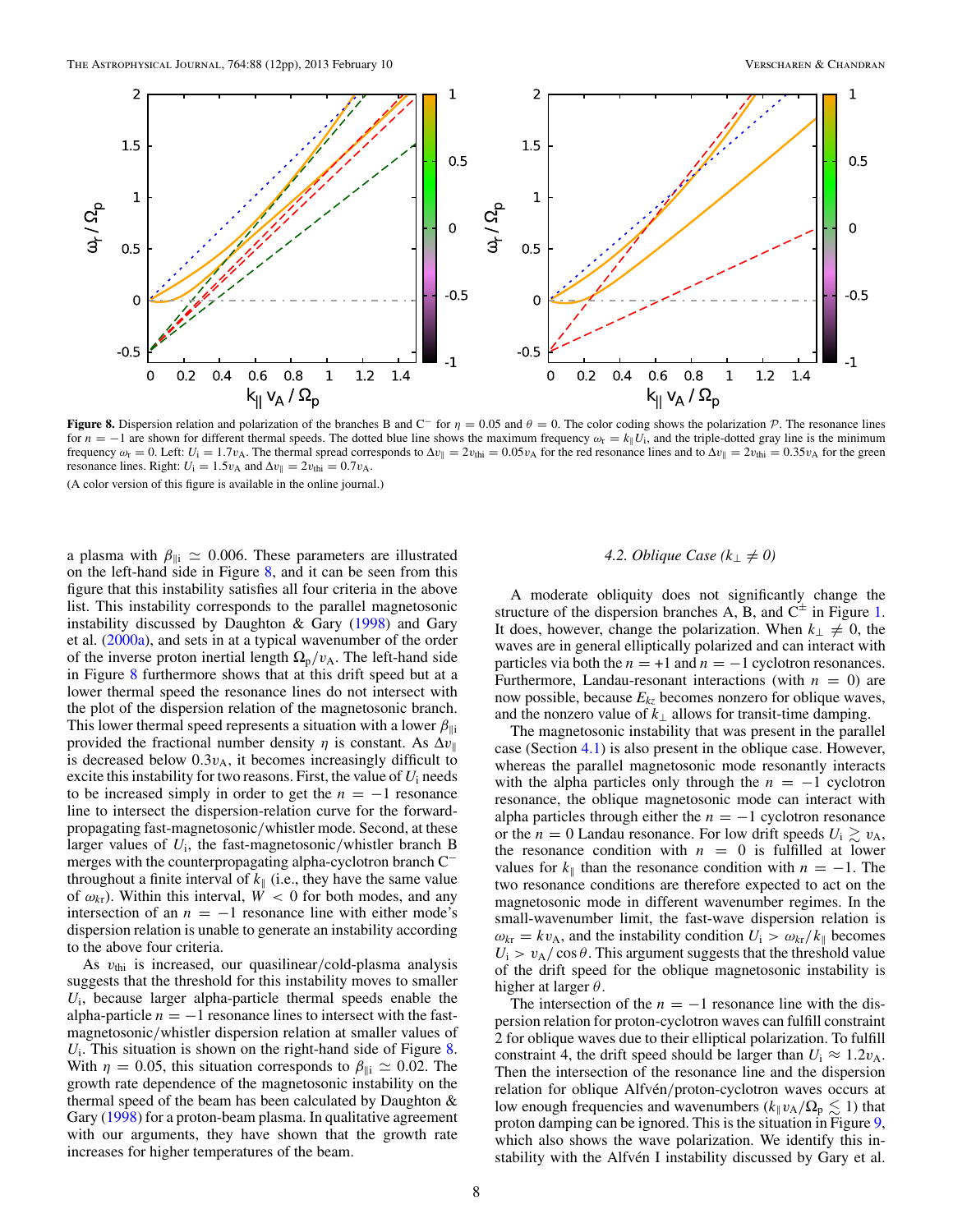**Figure 8.** Dispersion relation and polarization of the branches B and $C^-$ for $\eta = 0.05$ and $\theta = 0$. The color coding shows the polarization $\mathcal{P}$. The resonance lines for $n = -1$ are shown for different thermal speeds. The dotted blue line shows the maximum frequency $\omega_r = k_\parallel U_i$, and the triple-dotted gray line is the minimum frequency $\omega_r = 0$. Left: $U_i = 1.7 v_A$. The thermal spread corresponds to $\Delta v_\parallel = 2 v_{thi} = 0.05 v_A$ for the red resonance lines and to $\Delta v_\parallel = 2 v_{thi} = 0.35 v_A$ for the green resonance lines. Right: $U_i = 1.5 v_A$ and $\Delta v_\parallel = 2 v_{thi} = 0.7 v_A$.

(A color version of this figure is available in the online journal.)

a plasma with $\beta_{\parallel i} \simeq 0.006$. These parameters are illustrated on the left-hand side in Figure 8, and it can be seen from this figure that this instability satisfies all four criteria in the above list. This instability corresponds to the parallel magnetosonic instability discussed by Daughton & Gary (1998) and Gary et al. (2000a), and sets in at a typical wavenumber of the order of the inverse proton inertial length $\Omega_p / v_A$. The left-hand side in Figure 8 furthermore shows that at this drift speed but at a lower thermal speed the resonance lines do not intersect with the plot of the dispersion relation of the magnetosonic branch. This lower thermal speed represents a situation with a lower $\beta_{\parallel i}$ provided the fractional number density $\eta$ is constant. As $\Delta v_\parallel$ is decreased below $0.3 v_A$, it becomes increasingly difficult to excite this instability for two reasons. First, the value of $U_i$ needs to be increased simply in order to get the $n = -1$ resonance line to intersect the dispersion-relation curve for the forward-propagating fast-magnetosonic/whistler mode. Second, at these larger values of $U_i$, the fast-magnetosonic/whistler branch B merges with the counterpropagating alpha-cyclotron branch $C^-$ throughout a finite interval of $k_\parallel$ (i.e., they have the same value of $\omega_{kr}$). Within this interval, $W < 0$ for both modes, and any intersection of an $n = -1$ resonance line with either mode's dispersion relation is unable to generate an instability according to the above four criteria.

As $v_{thi}$ is increased, our quasilinear/cold-plasma analysis suggests that the threshold for this instability moves to smaller $U_i$, because larger alpha-particle thermal speeds enable the alpha-particle $n = -1$ resonance lines to intersect with the fast-magnetosonic/whistler dispersion relation at smaller values of $U_i$. This situation is shown on the right-hand side of Figure 8. With $\eta = 0.05$, this situation corresponds to $\beta_{\parallel i} \simeq 0.02$. The growth rate dependence of the magnetosonic instability on the thermal speed of the beam has been calculated by Daughton & Gary (1998) for a proton-beam plasma. In qualitative agreement with our arguments, they have shown that the growth rate increases for higher temperatures of the beam.

### 4.2. *Oblique Case ($k_\perp \neq 0$)*

A moderate obliquity does not significantly change the structure of the dispersion branches A, B, and $C^\pm$ in Figure 1. It does, however, change the polarization. When $k_\perp \neq 0$, the waves are in general elliptically polarized and can interact with particles via both the $n = +1$ and $n = -1$ cyclotron resonances. Furthermore, Landau-resonant interactions (with $n = 0$) are now possible, because $E_{kz}$ becomes nonzero for oblique waves, and the nonzero value of $k_\perp$ allows for transit-time damping.

The magnetosonic instability that was present in the parallel case (Section 4.1) is also present in the oblique case. However, whereas the parallel magnetosonic mode resonantly interacts with the alpha particles only through the $n = -1$ cyclotron resonance, the oblique magnetosonic mode can interact with alpha particles through either the $n = -1$ cyclotron resonance or the $n = 0$ Landau resonance. For low drift speeds $U_i \gtrsim v_A$, the resonance condition with $n = 0$ is fulfilled at lower values for $k_\parallel$ than the resonance condition with $n = -1$. The two resonance conditions are therefore expected to act on the magnetosonic mode in different wavenumber regimes. In the small-wavenumber limit, the fast-wave dispersion relation is $\omega_{kr} = k v_A$, and the instability condition $U_i > \omega_{kr}/k_\parallel$ becomes $U_i > v_A / \cos\theta$. This argument suggests that the threshold value of the drift speed for the oblique magnetosonic instability is higher at larger $\theta$.

The intersection of the $n = -1$ resonance line with the dispersion relation for proton-cyclotron waves can fulfill constraint 2 for oblique waves due to their elliptical polarization. To fulfill constraint 4, the drift speed should be larger than $U_i \approx 1.2 v_A$. Then the intersection of the resonance line and the dispersion relation for oblique Alfvén/proton-cyclotron waves occurs at low enough frequencies and wavenumbers ($k_\parallel v_A / \Omega_p \lesssim 1$) that proton damping can be ignored. This is the situation in Figure 9, which also shows the wave polarization. We identify this instability with the Alfvén I instability discussed by Gary et al.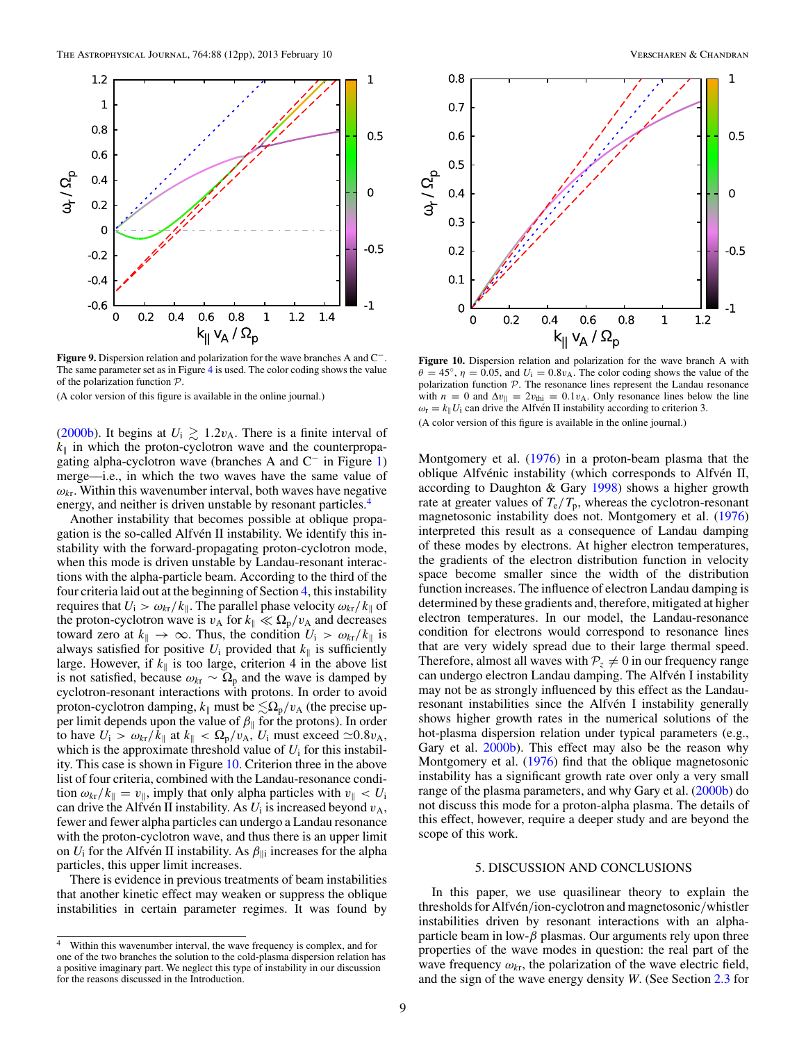**Figure 9.** Dispersion relation and polarization for the wave branches A and C$^{-}$. The same parameter set as in Figure 4 is used. The color coding shows the value of the polarization function $\mathcal{P}$.

(A color version of this figure is available in the online journal.)

**Figure 10.** Dispersion relation and polarization for the wave branch A with $\theta = 45°$, $\eta = 0.05$, and $U_{\rm i} = 0.8 v_{\rm A}$. The color coding shows the value of the polarization function $\mathcal{P}$. The resonance lines represent the Landau resonance with $n = 0$ and $\Delta v_{\parallel} = 2 v_{\rm th i} = 0.1 v_{\rm A}$. Only resonance lines below the line $\omega_{\rm r} = k_{\parallel} U_{\rm i}$ can drive the Alfvén II instability according to criterion 3.

(A color version of this figure is available in the online journal.)

(2000b). It begins at $U_{\rm i} \gtrsim 1.2 v_{\rm A}$. There is a finite interval of $k_{\parallel}$ in which the proton-cyclotron wave and the counterpropagating alpha-cyclotron wave (branches A and C$^{-}$ in Figure 1) merge—i.e., in which the two waves have the same value of $\omega_{kr}$. Within this wavenumber interval, both waves have negative energy, and neither is driven unstable by resonant particles.[4]

Another instability that becomes possible at oblique propagation is the so-called Alfvén II instability. We identify this instability with the forward-propagating proton-cyclotron mode, when this mode is driven unstable by Landau-resonant interactions with the alpha-particle beam. According to the third of the four criteria laid out at the beginning of Section 4, this instability requires that $U_{\rm i} > \omega_{kr}/k_{\parallel}$. The parallel phase velocity $\omega_{kr}/k_{\parallel}$ of the proton-cyclotron wave is $v_{\rm A}$ for $k_{\parallel} \ll \Omega_{\rm p}/v_{\rm A}$ and decreases toward zero at $k_{\parallel} \to \infty$. Thus, the condition $U_{\rm i} > \omega_{kr}/k_{\parallel}$ is always satisfied for positive $U_{\rm i}$ provided that $k_{\parallel}$ is sufficiently large. However, if $k_{\parallel}$ is too large, criterion 4 in the above list is not satisfied, because $\omega_{kr} \sim \Omega_{\rm p}$ and the wave is damped by cyclotron-resonant interactions with protons. In order to avoid proton-cyclotron damping, $k_{\parallel}$ must be $\lesssim \Omega_{\rm p}/v_{\rm A}$ (the precise upper limit depends upon the value of $\beta_{\parallel}$ for the protons). In order to have $U_{\rm i} > \omega_{kr}/k_{\parallel}$ at $k_{\parallel} < \Omega_{\rm p}/v_{\rm A}$, $U_{\rm i}$ must exceed $\simeq 0.8 v_{\rm A}$, which is the approximate threshold value of $U_{\rm i}$ for this instability. This case is shown in Figure 10. Criterion three in the above list of four criteria, combined with the Landau-resonance condition $\omega_{kr}/k_{\parallel} = v_{\parallel}$, imply that only alpha particles with $v_{\parallel} < U_{\rm i}$ can drive the Alfvén II instability. As $U_{\rm i}$ is increased beyond $v_{\rm A}$, fewer and fewer alpha particles can undergo a Landau resonance with the proton-cyclotron wave, and thus there is an upper limit on $U_{\rm i}$ for the Alfvén II instability. As $\beta_{\parallel \rm i}$ increases for the alpha particles, this upper limit increases.

There is evidence in previous treatments of beam instabilities that another kinetic effect may weaken or suppress the oblique instabilities in certain parameter regimes. It was found by Montgomery et al. (1976) in a proton-beam plasma that the oblique Alfvénic instability (which corresponds to Alfvén II, according to Daughton & Gary 1998) shows a higher growth rate at greater values of $T_{\rm e}/T_{\rm p}$, whereas the cyclotron-resonant magnetosonic instability does not. Montgomery et al. (1976) interpreted this result as a consequence of Landau damping of these modes by electrons. At higher electron temperatures, the gradients of the electron distribution function in velocity space become smaller since the width of the distribution function increases. The influence of electron Landau damping is determined by these gradients and, therefore, mitigated at higher electron temperatures. In our model, the Landau-resonance condition for electrons would correspond to resonance lines that are very widely spread due to their large thermal speed. Therefore, almost all waves with $\mathcal{P}_z \neq 0$ in our frequency range can undergo electron Landau damping. The Alfvén I instability may not be as strongly influenced by this effect as the Landau-resonant instabilities since the Alfvén I instability generally shows higher growth rates in the numerical solutions of the hot-plasma dispersion relation under typical parameters (e.g., Gary et al. 2000b). This effect may also be the reason why Montgomery et al. (1976) find that the oblique magnetosonic instability has a significant growth rate over only a very small range of the plasma parameters, and why Gary et al. (2000b) do not discuss this mode for a proton-alpha plasma. The details of this effect, however, require a deeper study and are beyond the scope of this work.

## 5. DISCUSSION AND CONCLUSIONS

In this paper, we use quasilinear theory to explain the thresholds for Alfvén/ion-cyclotron and magnetosonic/whistler instabilities driven by resonant interactions with an alpha-particle beam in low-$\beta$ plasmas. Our arguments rely upon three properties of the wave modes in question: the real part of the wave frequency $\omega_{kr}$, the polarization of the wave electric field, and the sign of the wave energy density $W$. (See Section 2.3 for

[4] Within this wavenumber interval, the wave frequency is complex, and for one of the two branches the solution to the cold-plasma dispersion relation has a positive imaginary part. We neglect this type of instability in our discussion for the reasons discussed in the Introduction.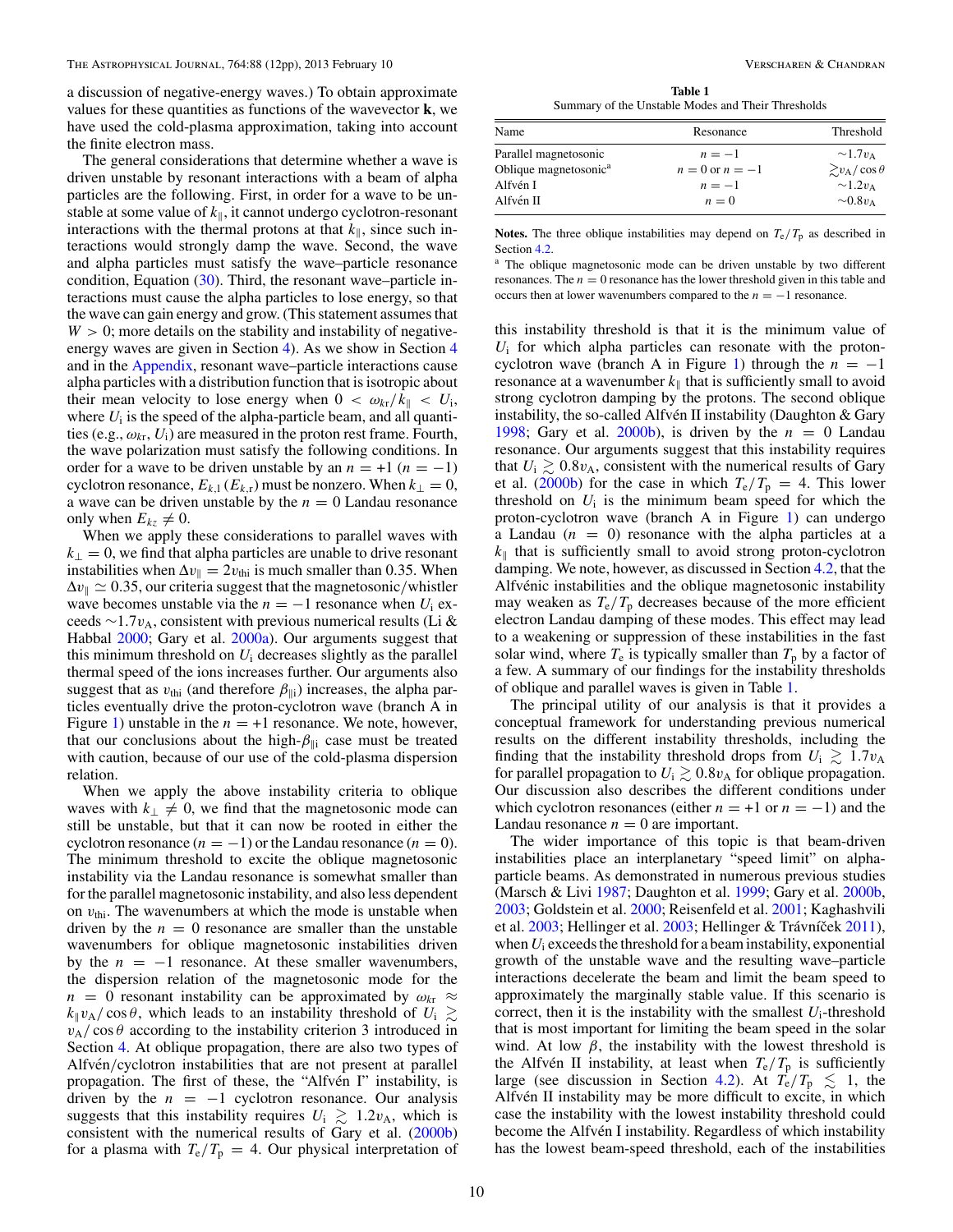a discussion of negative-energy waves.) To obtain approximate values for these quantities as functions of the wavevector **k**, we have used the cold-plasma approximation, taking into account the finite electron mass.

The general considerations that determine whether a wave is driven unstable by resonant interactions with a beam of alpha particles are the following. First, in order for a wave to be unstable at some value of $k_\parallel$, it cannot undergo cyclotron-resonant interactions with the thermal protons at that $k_\parallel$, since such interactions would strongly damp the wave. Second, the wave and alpha particles must satisfy the wave–particle resonance condition, Equation (30). Third, the resonant wave–particle interactions must cause the alpha particles to lose energy, so that the wave can gain energy and grow. (This statement assumes that $W > 0$; more details on the stability and instability of negative-energy waves are given in Section 4.) As we show in Section 4 and in the Appendix, resonant wave–particle interactions cause alpha particles with a distribution function that is isotropic about their mean velocity to lose energy when $0 < \omega_{k\mathrm{r}}/k_\parallel < U_\mathrm{i}$, where $U_\mathrm{i}$ is the speed of the alpha-particle beam, and all quantities (e.g., $\omega_{k\mathrm{r}}$, $U_\mathrm{i}$) are measured in the proton rest frame. Fourth, the wave polarization must satisfy the following conditions. In order for a wave to be driven unstable by an $n = +1$ ($n = -1$) cyclotron resonance, $E_{k,\mathrm{l}}$ ($E_{k,\mathrm{r}}$) must be nonzero. When $k_\perp = 0$, a wave can be driven unstable by the $n = 0$ Landau resonance only when $E_{kz} \neq 0$.

When we apply these considerations to parallel waves with $k_\perp = 0$, we find that alpha particles are unable to drive resonant instabilities when $\Delta v_\parallel = 2 v_\mathrm{thi}$ is much smaller than 0.35. When $\Delta v_\parallel \simeq 0.35$, our criteria suggest that the magnetosonic/whistler wave becomes unstable via the $n = -1$ resonance when $U_\mathrm{i}$ exceeds $\sim 1.7 v_\mathrm{A}$, consistent with previous numerical results (Li & Habbal 2000; Gary et al. 2000a). Our arguments suggest that this minimum threshold on $U_\mathrm{i}$ decreases slightly as the parallel thermal speed of the ions increases further. Our arguments also suggest that as $v_\mathrm{thi}$ (and therefore $\beta_{\parallel\mathrm{i}}$) increases, the alpha particles eventually drive the proton-cyclotron wave (branch A in Figure 1) unstable in the $n = +1$ resonance. We note, however, that our conclusions about the high-$\beta_{\parallel\mathrm{i}}$ case must be treated with caution, because of our use of the cold-plasma dispersion relation.

When we apply the above instability criteria to oblique waves with $k_\perp \neq 0$, we find that the magnetosonic mode can still be unstable, but that it can now be rooted in either the cyclotron resonance ($n = -1$) or the Landau resonance ($n = 0$). The minimum threshold to excite the oblique magnetosonic instability via the Landau resonance is somewhat smaller than for the parallel magnetosonic instability, and also less dependent on $v_\mathrm{thi}$. The wavenumbers at which the mode is unstable when driven by the $n = 0$ resonance are smaller than the unstable wavenumbers for oblique magnetosonic instabilities driven by the $n = -1$ resonance. At these smaller wavenumbers, the dispersion relation of the magnetosonic mode for the $n = 0$ resonant instability can be approximated by $\omega_{k\mathrm{r}} \approx k_\parallel v_\mathrm{A}/\cos\theta$, which leads to an instability threshold of $U_\mathrm{i} \gtrsim v_\mathrm{A}/\cos\theta$ according to the instability criterion 3 introduced in Section 4. At oblique propagation, there are also two types of Alfvén/cyclotron instabilities that are not present at parallel propagation. The first of these, the "Alfvén I" instability, is driven by the $n = -1$ cyclotron resonance. Our analysis suggests that this instability requires $U_\mathrm{i} \gtrsim 1.2 v_\mathrm{A}$, which is consistent with the numerical results of Gary et al. (2000b) for a plasma with $T_\mathrm{e}/T_\mathrm{p} = 4$. Our physical interpretation of this instability threshold is that it is the minimum value of $U_\mathrm{i}$ for which alpha particles can resonate with the proton-cyclotron wave (branch A in Figure 1) through the $n = -1$ resonance at a wavenumber $k_\parallel$ that is sufficiently small to avoid strong cyclotron damping by the protons. The second oblique instability, the so-called Alfvén II instability (Daughton & Gary 1998; Gary et al. 2000b), is driven by the $n = 0$ Landau resonance. Our arguments suggest that this instability requires that $U_\mathrm{i} \gtrsim 0.8 v_\mathrm{A}$, consistent with the numerical results of Gary et al. (2000b) for the case in which $T_\mathrm{e}/T_\mathrm{p} = 4$. This lower threshold on $U_\mathrm{i}$ is the minimum beam speed for which the proton-cyclotron wave (branch A in Figure 1) can undergo a Landau ($n = 0$) resonance with the alpha particles at a $k_\parallel$ that is sufficiently small to avoid strong proton-cyclotron damping. We note, however, as discussed in Section 4.2, that the Alfvénic instabilities and the oblique magnetosonic instability may weaken as $T_\mathrm{e}/T_\mathrm{p}$ decreases because of the more efficient electron Landau damping of these modes. This effect may lead to a weakening or suppression of these instabilities in the fast solar wind, where $T_\mathrm{e}$ is typically smaller than $T_\mathrm{p}$ by a factor of a few. A summary of our findings for the instability thresholds of oblique and parallel waves is given in Table 1.

**Table 1**
Summary of the Unstable Modes and Their Thresholds

| Name | Resonance | Threshold |
|---|---|---|
| Parallel magnetosonic | $n = -1$ | $\sim 1.7 v_\mathrm{A}$ |
| Oblique magnetosonic[a] | $n = 0$ or $n = -1$ | $\gtrsim v_\mathrm{A}/\cos\theta$ |
| Alfvén I | $n = -1$ | $\sim 1.2 v_\mathrm{A}$ |
| Alfvén II | $n = 0$ | $\sim 0.8 v_\mathrm{A}$ |

**Notes.** The three oblique instabilities may depend on $T_\mathrm{e}/T_\mathrm{p}$ as described in Section 4.2.
[a] The oblique magnetosonic mode can be driven unstable by two different resonances. The $n = 0$ resonance has the lower threshold given in this table and occurs then at lower wavenumbers compared to the $n = -1$ resonance.

The principal utility of our analysis is that it provides a conceptual framework for understanding previous numerical results on the different instability thresholds, including the finding that the instability threshold drops from $U_\mathrm{i} \gtrsim 1.7 v_\mathrm{A}$ for parallel propagation to $U_\mathrm{i} \gtrsim 0.8 v_\mathrm{A}$ for oblique propagation. Our discussion also describes the different conditions under which cyclotron resonances (either $n = +1$ or $n = -1$) and the Landau resonance $n = 0$ are important.

The wider importance of this topic is that beam-driven instabilities place an interplanetary "speed limit" on alpha-particle beams. As demonstrated in numerous previous studies (Marsch & Livi 1987; Daughton et al. 1999; Gary et al. 2000b, 2003; Goldstein et al. 2000; Reisenfeld et al. 2001; Kaghashvili et al. 2003; Hellinger et al. 2003; Hellinger & Trávníček 2011), when $U_\mathrm{i}$ exceeds the threshold for a beam instability, exponential growth of the unstable wave and the resulting wave–particle interactions decelerate the beam and limit the beam speed to approximately the marginally stable value. If this scenario is correct, then it is the instability with the smallest $U_\mathrm{i}$-threshold that is most important for limiting the beam speed in the solar wind. At low $\beta$, the instability with the lowest threshold is the Alfvén II instability, at least when $T_\mathrm{e}/T_\mathrm{p}$ is sufficiently large (see discussion in Section 4.2). At $T_\mathrm{e}/T_\mathrm{p} \lesssim 1$, the Alfvén II instability may be more difficult to excite, in which case the instability with the lowest instability threshold could become the Alfvén I instability. Regardless of which instability has the lowest beam-speed threshold, each of the instabilities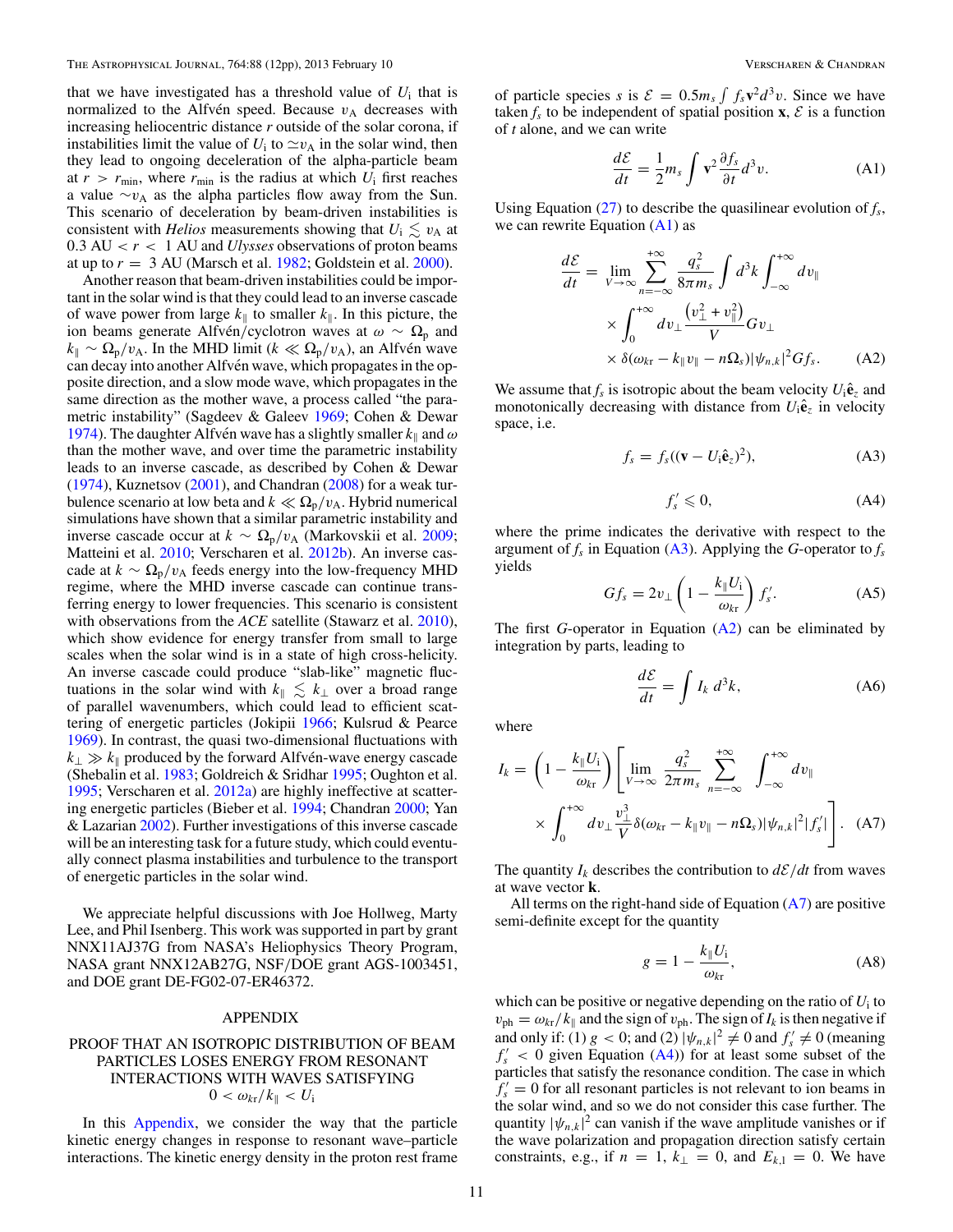that we have investigated has a threshold value of $U_i$ that is normalized to the Alfvén speed. Because $v_A$ decreases with increasing heliocentric distance $r$ outside of the solar corona, if instabilities limit the value of $U_i$ to $\simeq v_A$ in the solar wind, then they lead to ongoing deceleration of the alpha-particle beam at $r > r_{min}$, where $r_{min}$ is the radius at which $U_i$ first reaches a value $\sim v_A$ as the alpha particles flow away from the Sun. This scenario of deceleration by beam-driven instabilities is consistent with *Helios* measurements showing that $U_i \lesssim v_A$ at 0.3 AU $< r <$ 1 AU and *Ulysses* observations of proton beams at up to $r =$ 3 AU (Marsch et al. 1982; Goldstein et al. 2000).

Another reason that beam-driven instabilities could be important in the solar wind is that they could lead to an inverse cascade of wave power from large $k_\parallel$ to smaller $k_\parallel$. In this picture, the ion beams generate Alfvén/cyclotron waves at $\omega \sim \Omega_p$ and $k_\parallel \sim \Omega_p/v_A$. In the MHD limit ($k \ll \Omega_p/v_A$), an Alfvén wave can decay into another Alfvén wave, which propagates in the opposite direction, and a slow mode wave, which propagates in the same direction as the mother wave, a process called "the parametric instability" (Sagdeev & Galeev 1969; Cohen & Dewar 1974). The daughter Alfvén wave has a slightly smaller $k_\parallel$ and $\omega$ than the mother wave, and over time the parametric instability leads to an inverse cascade, as described by Cohen & Dewar (1974), Kuznetsov (2001), and Chandran (2008) for a weak turbulence scenario at low beta and $k \ll \Omega_p/v_A$. Hybrid numerical simulations have shown that a similar parametric instability and inverse cascade occur at $k \sim \Omega_p/v_A$ (Markovskii et al. 2009; Matteini et al. 2010; Verscharen et al. 2012b). An inverse cascade at $k \sim \Omega_p/v_A$ feeds energy into the low-frequency MHD regime, where the MHD inverse cascade can continue transferring energy to lower frequencies. This scenario is consistent with observations from the *ACE* satellite (Stawarz et al. 2010), which show evidence for energy transfer from small to large scales when the solar wind is in a state of high cross-helicity. An inverse cascade could produce "slab-like" magnetic fluctuations in the solar wind with $k_\parallel \lesssim k_\perp$ over a broad range of parallel wavenumbers, which could lead to efficient scattering of energetic particles (Jokipii 1966; Kulsrud & Pearce 1969). In contrast, the quasi two-dimensional fluctuations with $k_\perp \gg k_\parallel$ produced by the forward Alfvén-wave energy cascade (Shebalin et al. 1983; Goldreich & Sridhar 1995; Oughton et al. 1995; Verscharen et al. 2012a) are highly ineffective at scattering energetic particles (Bieber et al. 1994; Chandran 2000; Yan & Lazarian 2002). Further investigations of this inverse cascade will be an interesting task for a future study, which could eventually connect plasma instabilities and turbulence to the transport of energetic particles in the solar wind.

We appreciate helpful discussions with Joe Hollweg, Marty Lee, and Phil Isenberg. This work was supported in part by grant NNX11AJ37G from NASA's Heliophysics Theory Program, NASA grant NNX12AB27G, NSF/DOE grant AGS-1003451, and DOE grant DE-FG02-07-ER46372.

# APPENDIX

## PROOF THAT AN ISOTROPIC DISTRIBUTION OF BEAM PARTICLES LOSES ENERGY FROM RESONANT INTERACTIONS WITH WAVES SATISFYING $0 < \omega_{kr}/k_\parallel < U_i$

In this Appendix, we consider the way that the particle kinetic energy changes in response to resonant wave–particle interactions. The kinetic energy density in the proton rest frame of particle species $s$ is $\mathcal{E} = 0.5 m_s \int f_s \mathbf{v}^2 d^3v$. Since we have taken $f_s$ to be independent of spatial position $\mathbf{x}$, $\mathcal{E}$ is a function of $t$ alone, and we can write

$$\frac{d\mathcal{E}}{dt} = \frac{1}{2} m_s \int \mathbf{v}^2 \frac{\partial f_s}{\partial t} d^3v. \tag{A1}$$

Using Equation (27) to describe the quasilinear evolution of $f_s$, we can rewrite Equation (A1) as

$$\frac{d\mathcal{E}}{dt} = \lim_{V\to\infty} \sum_{n=-\infty}^{+\infty} \frac{q_s^2}{8\pi m_s} \int d^3k \int_{-\infty}^{+\infty} dv_\parallel \times \int_0^{+\infty} dv_\perp \frac{\left(v_\perp^2 + v_\parallel^2\right)}{V} G v_\perp \times \delta(\omega_{kr} - k_\parallel v_\parallel - n\Omega_s) |\psi_{n,k}|^2 G f_s. \tag{A2}$$

We assume that $f_s$ is isotropic about the beam velocity $U_i \hat{\mathbf{e}}_z$ and monotonically decreasing with distance from $U_i \hat{\mathbf{e}}_z$ in velocity space, i.e.

$$f_s = f_s((\mathbf{v} - U_i \hat{\mathbf{e}}_z)^2), \tag{A3}$$

$$f_s' \leqslant 0, \tag{A4}$$

where the prime indicates the derivative with respect to the argument of $f_s$ in Equation (A3). Applying the $G$-operator to $f_s$ yields

$$G f_s = 2 v_\perp \left(1 - \frac{k_\parallel U_i}{\omega_{kr}}\right) f_s'. \tag{A5}$$

The first $G$-operator in Equation (A2) can be eliminated by integration by parts, leading to

$$\frac{d\mathcal{E}}{dt} = \int I_k \, d^3k, \tag{A6}$$

where

$$I_k = \left(1 - \frac{k_\parallel U_i}{\omega_{kr}}\right) \left[\lim_{V\to\infty} \frac{q_s^2}{2\pi m_s} \sum_{n=-\infty}^{+\infty} \int_{-\infty}^{+\infty} dv_\parallel \times \int_0^{+\infty} dv_\perp \frac{v_\perp^3}{V} \delta(\omega_{kr} - k_\parallel v_\parallel - n\Omega_s) |\psi_{n,k}|^2 |f_s'|\right]. \tag{A7}$$

The quantity $I_k$ describes the contribution to $d\mathcal{E}/dt$ from waves at wave vector $\mathbf{k}$.

All terms on the right-hand side of Equation (A7) are positive semi-definite except for the quantity

$$g = 1 - \frac{k_\parallel U_i}{\omega_{kr}}, \tag{A8}$$

which can be positive or negative depending on the ratio of $U_i$ to $v_{ph} = \omega_{kr}/k_\parallel$ and the sign of $v_{ph}$. The sign of $I_k$ is then negative if and only if: (1) $g < 0$; and (2) $|\psi_{n,k}|^2 \neq 0$ and $f_s' \neq 0$ (meaning $f_s' < 0$ given Equation (A4)) for at least some subset of the particles that satisfy the resonance condition. The case in which $f_s' = 0$ for all resonant particles is not relevant to ion beams in the solar wind, and so we do not consider this case further. The quantity $|\psi_{n,k}|^2$ can vanish if the wave amplitude vanishes or if the wave polarization and propagation direction satisfy certain constraints, e.g., if $n = 1$, $k_\perp = 0$, and $E_{k,1} = 0$. We have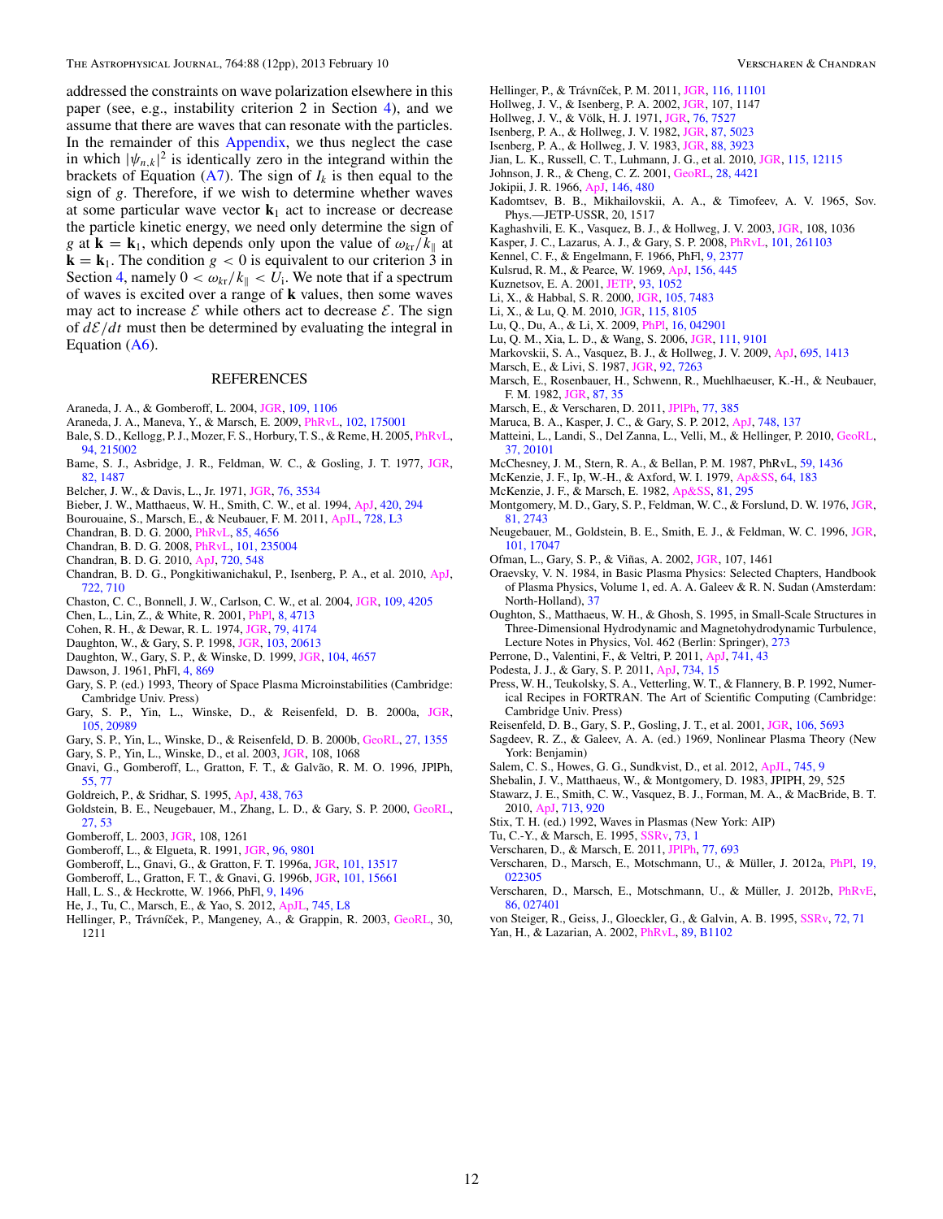addressed the constraints on wave polarization elsewhere in this paper (see, e.g., instability criterion 2 in Section 4), and we assume that there are waves that can resonate with the particles. In the remainder of this Appendix, we thus neglect the case in which $|\psi_{n,k}|^2$ is identically zero in the integrand within the brackets of Equation (A7). The sign of $I_k$ is then equal to the sign of $g$. Therefore, if we wish to determine whether waves at some particular wave vector $\mathbf{k}_1$ act to increase or decrease the particle kinetic energy, we need only determine the sign of $g$ at $\mathbf{k} = \mathbf{k}_1$, which depends only upon the value of $\omega_{kr}/k_\parallel$ at $\mathbf{k} = \mathbf{k}_1$. The condition $g < 0$ is equivalent to our criterion 3 in Section 4, namely $0 < \omega_{kr}/k_\parallel < U_i$. We note that if a spectrum of waves is excited over a range of $\mathbf{k}$ values, then some waves may act to increase $\mathcal{E}$ while others act to decrease $\mathcal{E}$. The sign of $d\mathcal{E}/dt$ must then be determined by evaluating the integral in Equation (A6).

## REFERENCES

Araneda, J. A., & Gomberoff, L. 2004, JGR, 109, 1106
Araneda, J. A., Maneva, Y., & Marsch, E. 2009, PhRvL, 102, 175001
Bale, S. D., Kellogg, P. J., Mozer, F. S., Horbury, T. S., & Reme, H. 2005, PhRvL, 94, 215002
Bame, S. J., Asbridge, J. R., Feldman, W. C., & Gosling, J. T. 1977, JGR, 82, 1487
Belcher, J. W., & Davis, L., Jr. 1971, JGR, 76, 3534
Bieber, J. W., Matthaeus, W. H., Smith, C. W., et al. 1994, ApJ, 420, 294
Bourouaine, S., Marsch, E., & Neubauer, F. M. 2011, ApJL, 728, L3
Chandran, B. D. G. 2000, PhRvL, 85, 4656
Chandran, B. D. G. 2008, PhRvL, 101, 235004
Chandran, B. D. G. 2010, ApJ, 720, 548
Chandran, B. D. G., Pongkitiwanichakul, P., Isenberg, P. A., et al. 2010, ApJ, 722, 710
Chaston, C. C., Bonnell, J. W., Carlson, C. W., et al. 2004, JGR, 109, 4205
Chen, L., Lin, Z., & White, R. 2001, PhPl, 8, 4713
Cohen, R. H., & Dewar, R. L. 1974, JGR, 79, 4174
Daughton, W., & Gary, S. P. 1998, JGR, 103, 20613
Daughton, W., Gary, S. P., & Winske, D. 1999, JGR, 104, 4657
Dawson, J. 1961, PhFl, 4, 869
Gary, S. P. (ed.) 1993, Theory of Space Plasma Microinstabilities (Cambridge: Cambridge Univ. Press)
Gary, S. P., Yin, L., Winske, D., & Reisenfeld, D. B. 2000a, JGR, 105, 20989
Gary, S. P., Yin, L., Winske, D., & Reisenfeld, D. B. 2000b, GeoRL, 27, 1355
Gary, S. P., Yin, L., Winske, D., et al. 2003, JGR, 108, 1068
Gnavi, G., Gomberoff, L., Gratton, F. T., & Galvão, R. M. O. 1996, JPlPh, 55, 77
Goldreich, P., & Sridhar, S. 1995, ApJ, 438, 763
Goldstein, B. E., Neugebauer, M., Zhang, L. D., & Gary, S. P. 2000, GeoRL, 27, 53
Gomberoff, L. 2003, JGR, 108, 1261
Gomberoff, L., & Elgueta, R. 1991, JGR, 96, 9801
Gomberoff, L., Gnavi, G., & Gratton, F. T. 1996a, JGR, 101, 13517
Gomberoff, L., Gratton, F. T., & Gnavi, G. 1996b, JGR, 101, 15661
Hall, L. S., & Heckrotte, W. 1966, PhFl, 9, 1496
He, J., Tu, C., Marsch, E., & Yao, S. 2012, ApJL, 745, L8
Hellinger, P., Trávníček, P., Mangeney, A., & Grappin, R. 2003, GeoRL, 30, 1211
Hellinger, P., & Trávníček, P. M. 2011, JGR, 116, 11101
Hollweg, J. V., & Isenberg, P. A. 2002, JGR, 107, 1147
Hollweg, J. V., & Völk, H. J. 1971, JGR, 76, 7527
Isenberg, P. A., & Hollweg, J. V. 1982, JGR, 87, 5023
Isenberg, P. A., & Hollweg, J. V. 1983, JGR, 88, 3923
Jian, L. K., Russell, C. T., Luhmann, J. G., et al. 2010, JGR, 115, 12115
Johnson, J. R., & Cheng, C. Z. 2001, GeoRL, 28, 4421
Jokipii, J. R. 1966, ApJ, 146, 480
Kadomtsev, B. B., Mikhailovskii, A. A., & Timofeev, A. V. 1965, Sov. Phys.—JETP-USSR, 20, 1517
Kaghashvili, E. K., Vasquez, B. J., & Hollweg, J. V. 2003, JGR, 108, 1036
Kasper, J. C., Lazarus, A. J., & Gary, S. P. 2008, PhRvL, 101, 261103
Kennel, C. F., & Engelmann, F. 1966, PhFl, 9, 2377
Kulsrud, R. M., & Pearce, W. 1969, ApJ, 156, 445
Kuznetsov, E. A. 2001, JETP, 93, 1052
Li, X., & Habbal, S. R. 2000, JGR, 105, 7483
Li, X., & Lu, Q. M. 2010, JGR, 115, 8105
Lu, Q., Du, A., & Li, X. 2009, PhPl, 16, 042901
Lu, Q. M., Xia, L. D., & Wang, S. 2006, JGR, 111, 9101
Markovskii, S. A., Vasquez, B. J., & Hollweg, J. V. 2009, ApJ, 695, 1413
Marsch, E., & Livi, S. 1987, JGR, 92, 7263
Marsch, E., Rosenbauer, H., Schwenn, R., Muehlhaeuser, K.-H., & Neubauer, F. M. 1982, JGR, 87, 35
Marsch, E., & Verscharen, D. 2011, JPlPh, 77, 385
Maruca, B. A., Kasper, J. C., & Gary, S. P. 2012, ApJ, 748, 137
Matteini, L., Landi, S., Del Zanna, L., Velli, M., & Hellinger, P. 2010, GeoRL, 37, 20101
McChesney, J. M., Stern, R. A., & Bellan, P. M. 1987, PhRvL, 59, 1436
McKenzie, J. F., Ip, W.-H., & Axford, W. I. 1979, Ap&SS, 64, 183
McKenzie, J. F., & Marsch, E. 1982, Ap&SS, 81, 295
Montgomery, M. D., Gary, S. P., Feldman, W. C., & Forslund, D. W. 1976, JGR, 81, 2743
Neugebauer, M., Goldstein, B. E., Smith, E. J., & Feldman, W. C. 1996, JGR, 101, 17047
Ofman, L., Gary, S. P., & Viñas, A. 2002, JGR, 107, 1461
Oraevsky, V. N. 1984, in Basic Plasma Physics: Selected Chapters, Handbook of Plasma Physics, Volume 1, ed. A. A. Galeev & R. N. Sudan (Amsterdam: North-Holland), 37
Oughton, S., Matthaeus, W. H., & Ghosh, S. 1995, in Small-Scale Structures in Three-Dimensional Hydrodynamic and Magnetohydrodynamic Turbulence, Lecture Notes in Physics, Vol. 462 (Berlin: Springer), 273
Perrone, D., Valentini, F., & Veltri, P. 2011, ApJ, 741, 43
Podesta, J. J., & Gary, S. P. 2011, ApJ, 734, 15
Press, W. H., Teukolsky, S. A., Vetterling, W. T., & Flannery, B. P. 1992, Numerical Recipes in FORTRAN. The Art of Scientific Computing (Cambridge: Cambridge Univ. Press)
Reisenfeld, D. B., Gary, S. P., Gosling, J. T., et al. 2001, JGR, 106, 5693
Sagdeev, R. Z., & Galeev, A. A. (ed.) 1969, Nonlinear Plasma Theory (New York: Benjamin)
Salem, C. S., Howes, G. G., Sundkvist, D., et al. 2012, ApJL, 745, 9
Shebalin, J. V., Matthaeus, W., & Montgomery, D. 1983, JPlPh, 29, 525
Stawarz, J. E., Smith, C. W., Vasquez, B. J., Forman, M. A., & MacBride, B. T. 2010, ApJ, 713, 920
Stix, T. H. (ed.) 1992, Waves in Plasmas (New York: AIP)
Tu, C.-Y., & Marsch, E. 1995, SSRv, 73, 1
Verscharen, D., & Marsch, E. 2011, JPlPh, 77, 693
Verscharen, D., Marsch, E., Motschmann, U., & Müller, J. 2012a, PhPl, 19, 022305
Verscharen, D., Marsch, E., Motschmann, U., & Müller, J. 2012b, PhRvE, 86, 027401
von Steiger, R., Geiss, J., Gloeckler, G., & Galvin, A. B. 1995, SSRv, 72, 71
Yan, H., & Lazarian, A. 2002, PhRvL, 89, B1102